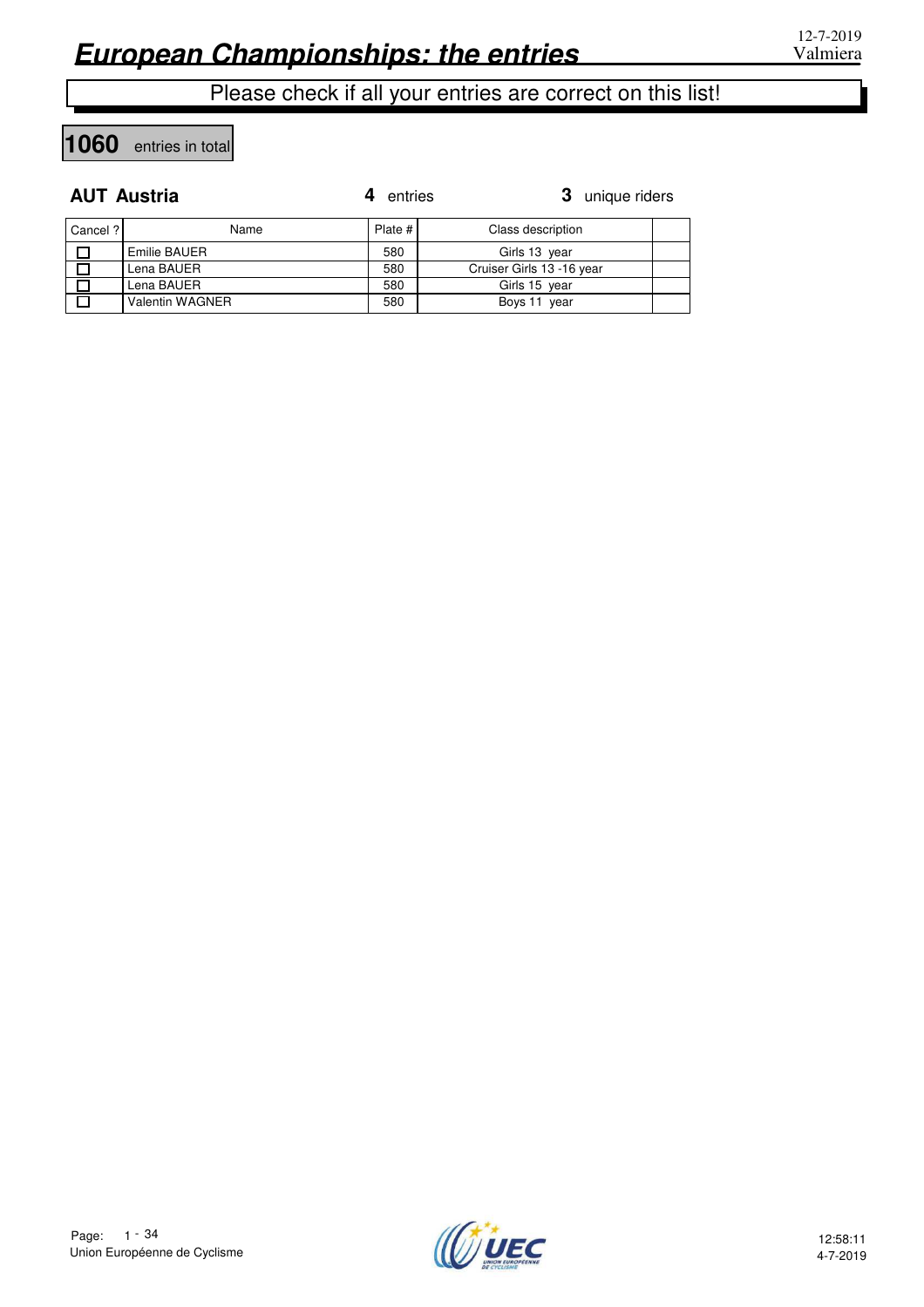# European Championships: the entries

12-7-2019
Valmiera

Please check if all your entries are correct on this list!

**1060** entries in total

## AUT Austria

**4** entries **3** unique riders

| Cancel ? | Name | Plate # | Class description | |
|---|---|---|---|---|
| ☐ | Emilie BAUER | 580 | Girls 13 year | |
| ☐ | Lena BAUER | 580 | Cruiser Girls 13 -16 year | |
| ☐ | Lena BAUER | 580 | Girls 15 year | |
| ☐ | Valentin WAGNER | 580 | Boys 11 year | |

Union Européenne de Cyclisme

12:58:11
4-7-2019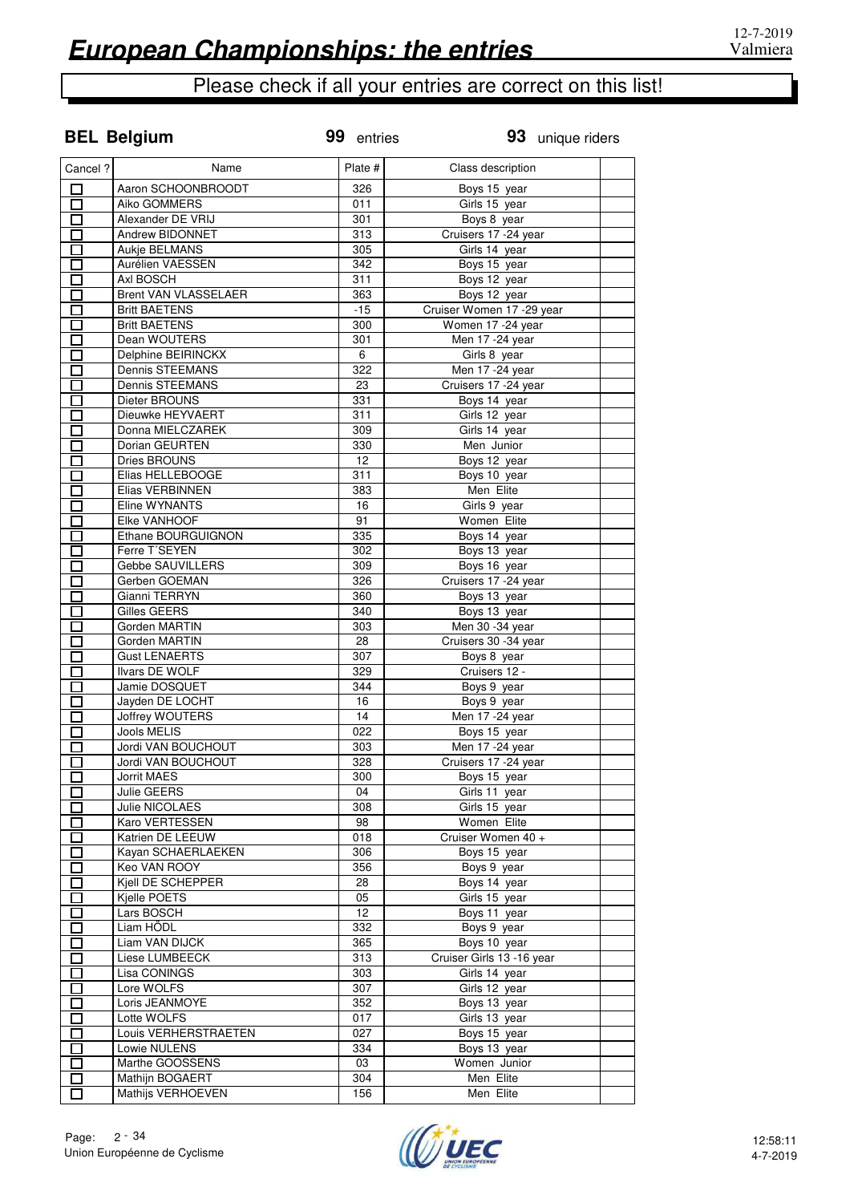# European Championships: the entries

12-7-2019
Valmiera

Please check if all your entries are correct on this list!

## BEL Belgium

**99** entries **93** unique riders

| Cancel ? | Name | Plate # | Class description | |
|---|---|---|---|---|
| ☐ | Aaron SCHOONBROODT | 326 | Boys 15 year | |
| ☐ | Aiko GOMMERS | 011 | Girls 15 year | |
| ☐ | Alexander DE VRIJ | 301 | Boys 8 year | |
| ☐ | Andrew BIDONNET | 313 | Cruisers 17 -24 year | |
| ☐ | Aukje BELMANS | 305 | Girls 14 year | |
| ☐ | Aurélien VAESSEN | 342 | Boys 15 year | |
| ☐ | Axl BOSCH | 311 | Boys 12 year | |
| ☐ | Brent VAN VLASSELAER | 363 | Boys 12 year | |
| ☐ | Britt BAETENS | -15 | Cruiser Women 17 -29 year | |
| ☐ | Britt BAETENS | 300 | Women 17 -24 year | |
| ☐ | Dean WOUTERS | 301 | Men 17 -24 year | |
| ☐ | Delphine BEIRINCKX | 6 | Girls 8 year | |
| ☐ | Dennis STEEMANS | 322 | Men 17 -24 year | |
| ☐ | Dennis STEEMANS | 23 | Cruisers 17 -24 year | |
| ☐ | Dieter BROUNS | 331 | Boys 14 year | |
| ☐ | Dieuwke HEYVAERT | 311 | Girls 12 year | |
| ☐ | Donna MIELCZAREK | 309 | Girls 14 year | |
| ☐ | Dorian GEURTEN | 330 | Men Junior | |
| ☐ | Dries BROUNS | 12 | Boys 12 year | |
| ☐ | Elias HELLEBOOGE | 311 | Boys 10 year | |
| ☐ | Elias VERBINNEN | 383 | Men Elite | |
| ☐ | Eline WYNANTS | 16 | Girls 9 year | |
| ☐ | Elke VANHOOF | 91 | Women Elite | |
| ☐ | Ethane BOURGUIGNON | 335 | Boys 14 year | |
| ☐ | Ferre T´SEYEN | 302 | Boys 13 year | |
| ☐ | Gebbe SAUVILLERS | 309 | Boys 16 year | |
| ☐ | Gerben GOEMAN | 326 | Cruisers 17 -24 year | |
| ☐ | Gianni TERRYN | 360 | Boys 13 year | |
| ☐ | Gilles GEERS | 340 | Boys 13 year | |
| ☐ | Gorden MARTIN | 303 | Men 30 -34 year | |
| ☐ | Gorden MARTIN | 28 | Cruisers 30 -34 year | |
| ☐ | Gust LENAERTS | 307 | Boys 8 year | |
| ☐ | Ilvars DE WOLF | 329 | Cruisers 12 - | |
| ☐ | Jamie DOSQUET | 344 | Boys 9 year | |
| ☐ | Jayden DE LOCHT | 16 | Boys 9 year | |
| ☐ | Joffrey WOUTERS | 14 | Men 17 -24 year | |
| ☐ | Jools MELIS | 022 | Boys 15 year | |
| ☐ | Jordi VAN BOUCHOUT | 303 | Men 17 -24 year | |
| ☐ | Jordi VAN BOUCHOUT | 328 | Cruisers 17 -24 year | |
| ☐ | Jorrit MAES | 300 | Boys 15 year | |
| ☐ | Julie GEERS | 04 | Girls 11 year | |
| ☐ | Julie NICOLAES | 308 | Girls 15 year | |
| ☐ | Karo VERTESSEN | 98 | Women Elite | |
| ☐ | Katrien DE LEEUW | 018 | Cruiser Women 40 + | |
| ☐ | Kayan SCHAERLAEKEN | 306 | Boys 15 year | |
| ☐ | Keo VAN ROOY | 356 | Boys 9 year | |
| ☐ | Kjell DE SCHEPPER | 28 | Boys 14 year | |
| ☐ | Kjelle POETS | 05 | Girls 15 year | |
| ☐ | Lars BOSCH | 12 | Boys 11 year | |
| ☐ | Liam HÖDL | 332 | Boys 9 year | |
| ☐ | Liam VAN DIJCK | 365 | Boys 10 year | |
| ☐ | Liese LUMBEECK | 313 | Cruiser Girls 13 -16 year | |
| ☐ | Lisa CONINGS | 303 | Girls 14 year | |
| ☐ | Lore WOLFS | 307 | Girls 12 year | |
| ☐ | Loris JEANMOYE | 352 | Boys 13 year | |
| ☐ | Lotte WOLFS | 017 | Girls 13 year | |
| ☐ | Louis VERHERSTRAETEN | 027 | Boys 15 year | |
| ☐ | Lowie NULENS | 334 | Boys 13 year | |
| ☐ | Marthe GOOSSENS | 03 | Women Junior | |
| ☐ | Mathijn BOGAERT | 304 | Men Elite | |
| ☐ | Mathijs VERHOEVEN | 156 | Men Elite | |

Union Européenne de Cyclisme

12:58:11
4-7-2019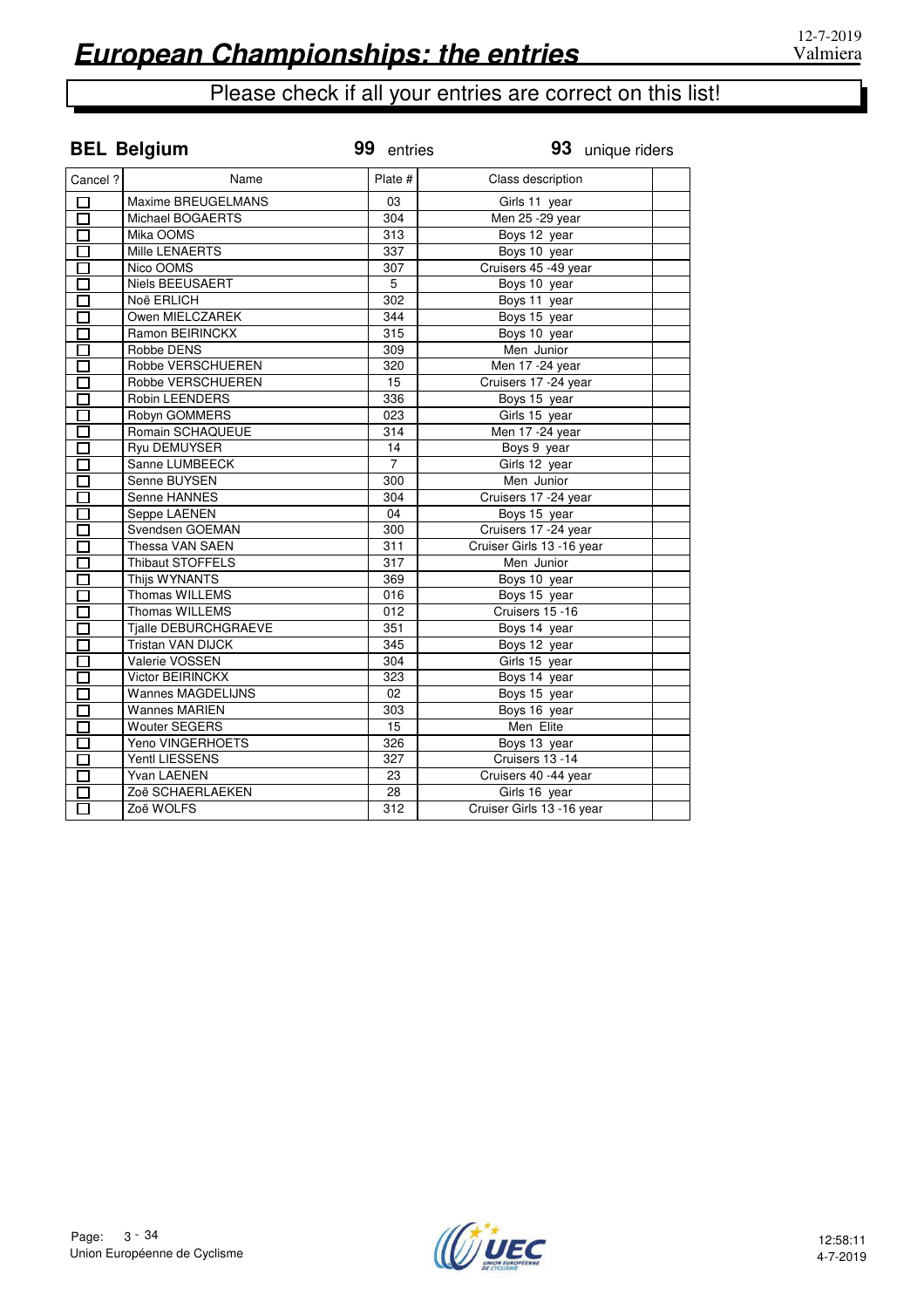# European Championships: the entries

12-7-2019
Valmiera

Please check if all your entries are correct on this list!

## BEL Belgium

**99** entries **93** unique riders

| Cancel ? | Name | Plate # | Class description | |
|---|---|---|---|---|
| ☐ | Maxime BREUGELMANS | 03 | Girls 11 year | |
| ☐ | Michael BOGAERTS | 304 | Men 25 -29 year | |
| ☐ | Mika OOMS | 313 | Boys 12 year | |
| ☐ | Mille LENAERTS | 337 | Boys 10 year | |
| ☐ | Nico OOMS | 307 | Cruisers 45 -49 year | |
| ☐ | Niels BEEUSAERT | 5 | Boys 10 year | |
| ☐ | Noë ERLICH | 302 | Boys 11 year | |
| ☐ | Owen MIELCZAREK | 344 | Boys 15 year | |
| ☐ | Ramon BEIRINCKX | 315 | Boys 10 year | |
| ☐ | Robbe DENS | 309 | Men Junior | |
| ☐ | Robbe VERSCHUEREN | 320 | Men 17 -24 year | |
| ☐ | Robbe VERSCHUEREN | 15 | Cruisers 17 -24 year | |
| ☐ | Robin LEENDERS | 336 | Boys 15 year | |
| ☐ | Robyn GOMMERS | 023 | Girls 15 year | |
| ☐ | Romain SCHAQUEUE | 314 | Men 17 -24 year | |
| ☐ | Ryu DEMUYSER | 14 | Boys 9 year | |
| ☐ | Sanne LUMBEECK | 7 | Girls 12 year | |
| ☐ | Senne BUYSEN | 300 | Men Junior | |
| ☐ | Senne HANNES | 304 | Cruisers 17 -24 year | |
| ☐ | Seppe LAENEN | 04 | Boys 15 year | |
| ☐ | Svendsen GOEMAN | 300 | Cruisers 17 -24 year | |
| ☐ | Thessa VAN SAEN | 311 | Cruiser Girls 13 -16 year | |
| ☐ | Thibaut STOFFELS | 317 | Men Junior | |
| ☐ | Thijs WYNANTS | 369 | Boys 10 year | |
| ☐ | Thomas WILLEMS | 016 | Boys 15 year | |
| ☐ | Thomas WILLEMS | 012 | Cruisers 15 -16 | |
| ☐ | Tjalle DEBURCHGRAEVE | 351 | Boys 14 year | |
| ☐ | Tristan VAN DIJCK | 345 | Boys 12 year | |
| ☐ | Valerie VOSSEN | 304 | Girls 15 year | |
| ☐ | Victor BEIRINCKX | 323 | Boys 14 year | |
| ☐ | Wannes MAGDELIJNS | 02 | Boys 15 year | |
| ☐ | Wannes MARIEN | 303 | Boys 16 year | |
| ☐ | Wouter SEGERS | 15 | Men Elite | |
| ☐ | Yeno VINGERHOETS | 326 | Boys 13 year | |
| ☐ | Yentl LIESSENS | 327 | Cruisers 13 -14 | |
| ☐ | Yvan LAENEN | 23 | Cruisers 40 -44 year | |
| ☐ | Zoë SCHAERLAEKEN | 28 | Girls 16 year | |
| ☐ | Zoë WOLFS | 312 | Cruiser Girls 13 -16 year | |

Union Européenne de Cyclisme

12:58:11
4-7-2019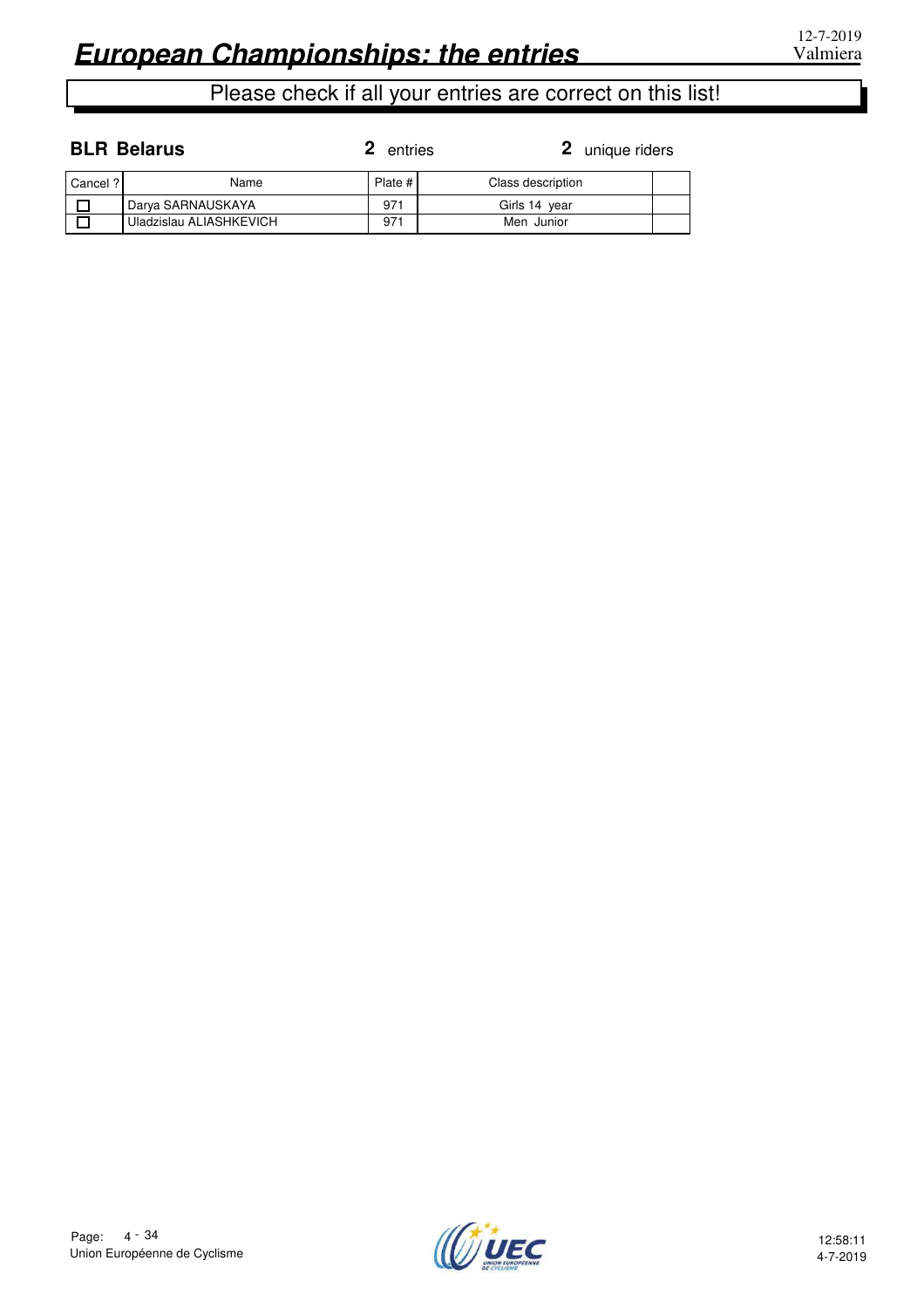# European Championships: the entries

12-7-2019
Valmiera

Please check if all your entries are correct on this list!

**BLR Belarus** **2** entries **2** unique riders

| Cancel ? | Name | Plate # | Class description | |
|---|---|---|---|---|
| ☐ | Darya SARNAUSKAYA | 971 | Girls 14 year | |
| ☐ | Uladzislau ALIASHKEVICH | 971 | Men Junior | |

Union Européenne de Cyclisme

12:58:11
4-7-2019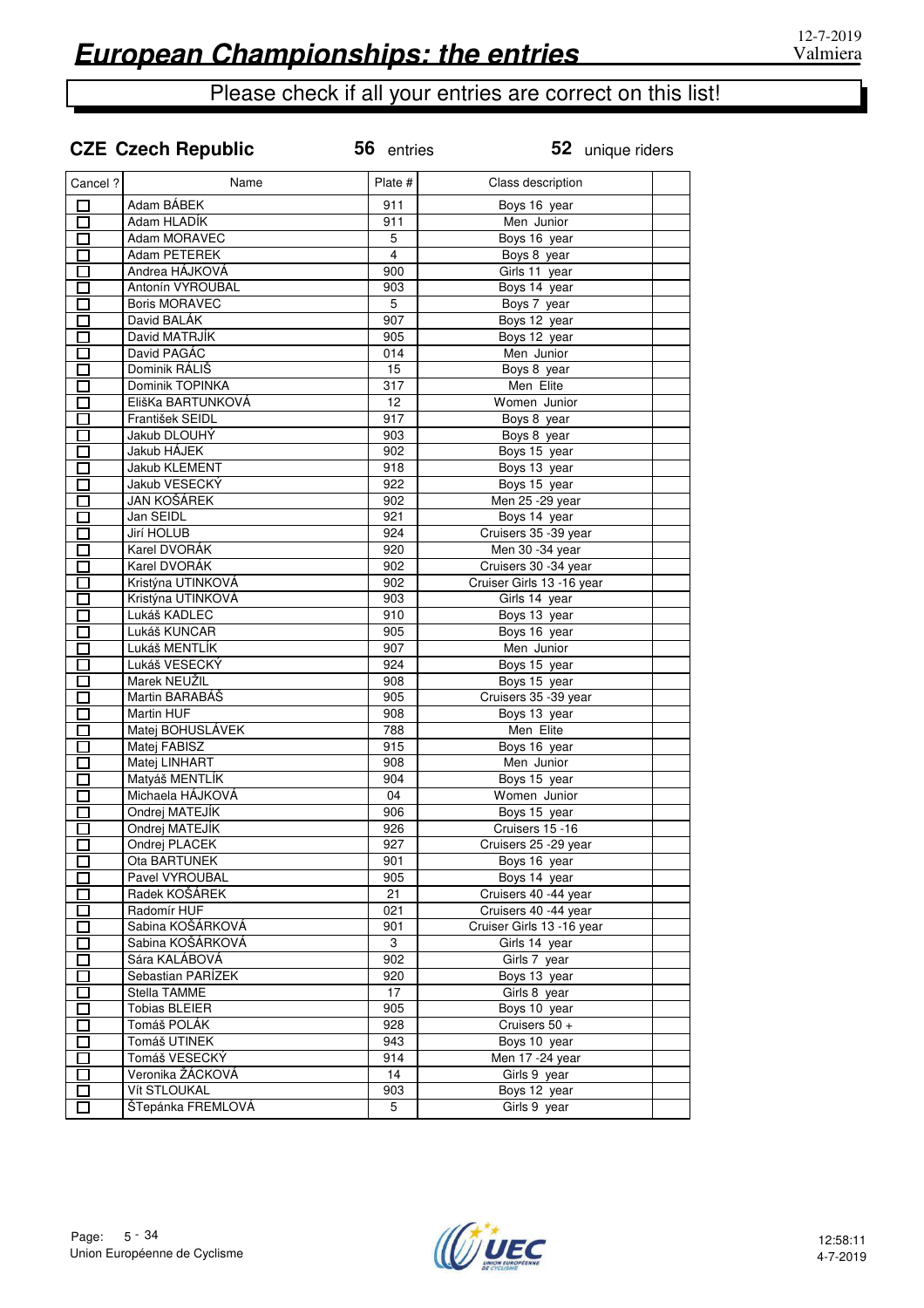# European Championships: the entries

12-7-2019
Valmiera

Please check if all your entries are correct on this list!

**CZE Czech Republic** **56** entries **52** unique riders

| Cancel ? | Name | Plate # | Class description | |
|---|---|---|---|---|
| ☐ | Adam BÁBEK | 911 | Boys 16 year | |
| ☐ | Adam HLADÍK | 911 | Men Junior | |
| ☐ | Adam MORAVEC | 5 | Boys 16 year | |
| ☐ | Adam PETEREK | 4 | Boys 8 year | |
| ☐ | Andrea HÁJKOVÁ | 900 | Girls 11 year | |
| ☐ | Antonín VYROUBAL | 903 | Boys 14 year | |
| ☐ | Boris MORAVEC | 5 | Boys 7 year | |
| ☐ | David BALÁK | 907 | Boys 12 year | |
| ☐ | David MATRJÍK | 905 | Boys 12 year | |
| ☐ | David PAGÁC | 014 | Men Junior | |
| ☐ | Dominik RÁLIŠ | 15 | Boys 8 year | |
| ☐ | Dominik TOPINKA | 317 | Men Elite | |
| ☐ | EliŠKa BARTUNKOVÁ | 12 | Women Junior | |
| ☐ | František SEIDL | 917 | Boys 8 year | |
| ☐ | Jakub DLOUHÝ | 903 | Boys 8 year | |
| ☐ | Jakub HÁJEK | 902 | Boys 15 year | |
| ☐ | Jakub KLEMENT | 918 | Boys 13 year | |
| ☐ | Jakub VESECKÝ | 922 | Boys 15 year | |
| ☐ | JAN KOŠÁREK | 902 | Men 25 -29 year | |
| ☐ | Jan SEIDL | 921 | Boys 14 year | |
| ☐ | Jirí HOLUB | 924 | Cruisers 35 -39 year | |
| ☐ | Karel DVORÁK | 920 | Men 30 -34 year | |
| ☐ | Karel DVORÁK | 902 | Cruisers 30 -34 year | |
| ☐ | Kristýna UTINKOVÁ | 902 | Cruiser Girls 13 -16 year | |
| ☐ | Kristýna UTINKOVÁ | 903 | Girls 14 year | |
| ☐ | Lukáš KADLEC | 910 | Boys 13 year | |
| ☐ | Lukáš KUNCAR | 905 | Boys 16 year | |
| ☐ | Lukáš MENTLÍK | 907 | Men Junior | |
| ☐ | Lukáš VESECKÝ | 924 | Boys 15 year | |
| ☐ | Marek NEUŽIL | 908 | Boys 15 year | |
| ☐ | Martin BARABÁŠ | 905 | Cruisers 35 -39 year | |
| ☐ | Martin HUF | 908 | Boys 13 year | |
| ☐ | Matej BOHUSLÁVEK | 788 | Men Elite | |
| ☐ | Matej FABISZ | 915 | Boys 16 year | |
| ☐ | Matej LINHART | 908 | Men Junior | |
| ☐ | Matyáš MENTLÍK | 904 | Boys 15 year | |
| ☐ | Michaela HÁJKOVÁ | 04 | Women Junior | |
| ☐ | Ondrej MATEJÍK | 906 | Boys 15 year | |
| ☐ | Ondrej MATEJÍK | 926 | Cruisers 15 -16 | |
| ☐ | Ondrej PLACEK | 927 | Cruisers 25 -29 year | |
| ☐ | Ota BARTUNEK | 901 | Boys 16 year | |
| ☐ | Pavel VYROUBAL | 905 | Boys 14 year | |
| ☐ | Radek KOŠÁREK | 21 | Cruisers 40 -44 year | |
| ☐ | Radomír HUF | 021 | Cruisers 40 -44 year | |
| ☐ | Sabina KOŠÁRKOVÁ | 901 | Cruiser Girls 13 -16 year | |
| ☐ | Sabina KOŠÁRKOVÁ | 3 | Girls 14 year | |
| ☐ | Sára KALÁBOVÁ | 902 | Girls 7 year | |
| ☐ | Sebastian PARÍZEK | 920 | Boys 13 year | |
| ☐ | Stella TAMME | 17 | Girls 8 year | |
| ☐ | Tobias BLEIER | 905 | Boys 10 year | |
| ☐ | Tomáš POLÁK | 928 | Cruisers 50 + | |
| ☐ | Tomáš UTINEK | 943 | Boys 10 year | |
| ☐ | Tomáš VESECKÝ | 914 | Men 17 -24 year | |
| ☐ | Veronika ŽÁCKOVÁ | 14 | Girls 9 year | |
| ☐ | Vít STLOUKAL | 903 | Boys 12 year | |
| ☐ | ŠTepánka FREMLOVÁ | 5 | Girls 9 year | |

Union Européenne de Cyclisme

12:58:11
4-7-2019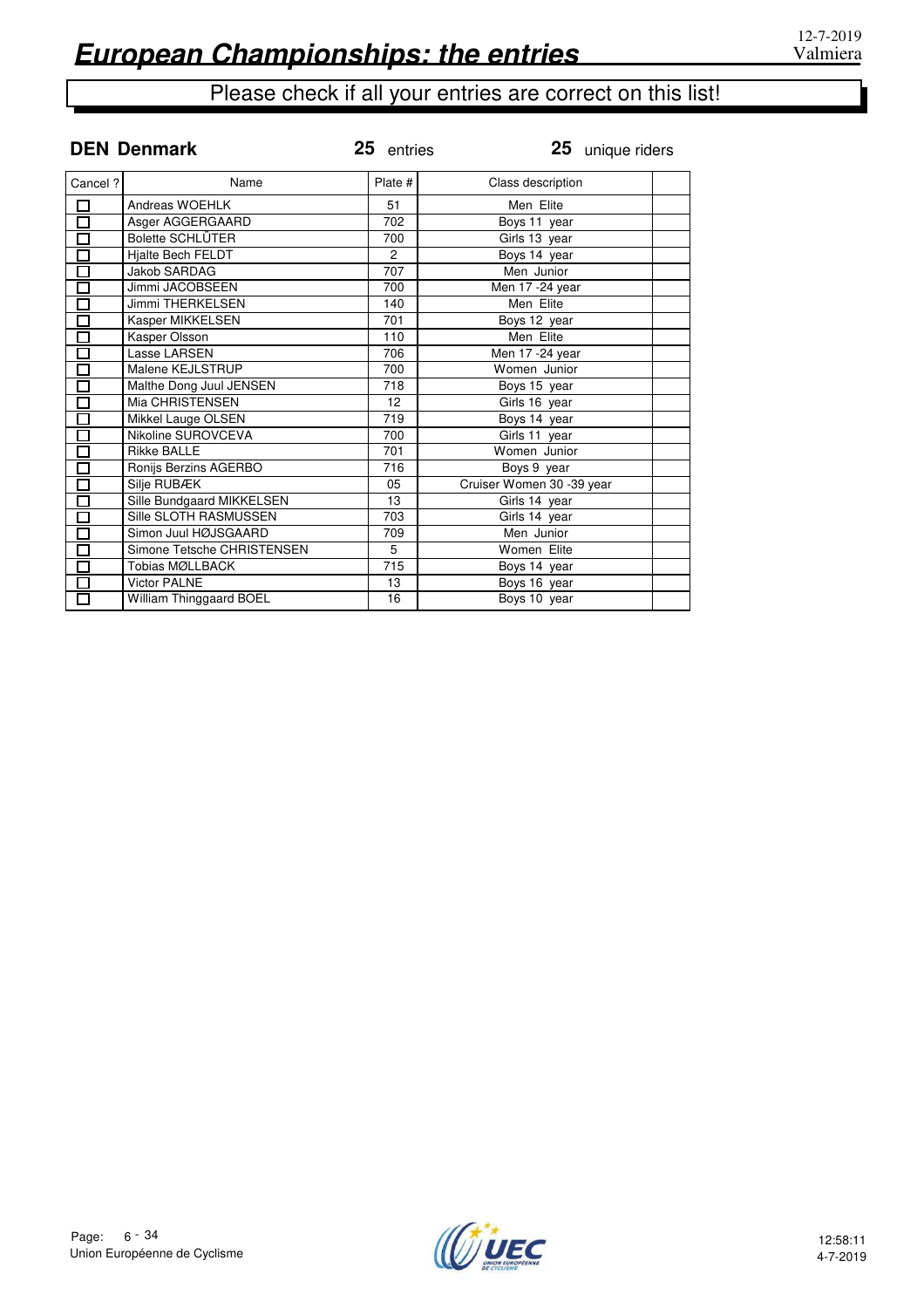# European Championships: the entries

12-7-2019
Valmiera

Please check if all your entries are correct on this list!

**DEN Denmark** — **25** entries — **25** unique riders

| Cancel ? | Name | Plate # | Class description | |
|---|---|---|---|---|
| ☐ | Andreas WOEHLK | 51 | Men Elite | |
| ☐ | Asger AGGERGAARD | 702 | Boys 11 year | |
| ☐ | Bolette SCHLÜTER | 700 | Girls 13 year | |
| ☐ | Hjalte Bech FELDT | 2 | Boys 14 year | |
| ☐ | Jakob SARDAG | 707 | Men Junior | |
| ☐ | Jimmi JACOBSEEN | 700 | Men 17 -24 year | |
| ☐ | Jimmi THERKELSEN | 140 | Men Elite | |
| ☐ | Kasper MIKKELSEN | 701 | Boys 12 year | |
| ☐ | Kasper Olsson | 110 | Men Elite | |
| ☐ | Lasse LARSEN | 706 | Men 17 -24 year | |
| ☐ | Malene KEJLSTRUP | 700 | Women Junior | |
| ☐ | Malthe Dong Juul JENSEN | 718 | Boys 15 year | |
| ☐ | Mia CHRISTENSEN | 12 | Girls 16 year | |
| ☐ | Mikkel Lauge OLSEN | 719 | Boys 14 year | |
| ☐ | Nikoline SUROVCEVA | 700 | Girls 11 year | |
| ☐ | Rikke BALLE | 701 | Women Junior | |
| ☐ | Ronijs Berzins AGERBO | 716 | Boys 9 year | |
| ☐ | Silje RUBÆK | 05 | Cruiser Women 30 -39 year | |
| ☐ | Sille Bundgaard MIKKELSEN | 13 | Girls 14 year | |
| ☐ | Sille SLOTH RASMUSSEN | 703 | Girls 14 year | |
| ☐ | Simon Juul HØJSGAARD | 709 | Men Junior | |
| ☐ | Simone Tetsche CHRISTENSEN | 5 | Women Elite | |
| ☐ | Tobias MØLLBACK | 715 | Boys 14 year | |
| ☐ | Victor PALNE | 13 | Boys 16 year | |
| ☐ | William Thinggaard BOEL | 16 | Boys 10 year | |

Union Européenne de Cyclisme

12:58:11
4-7-2019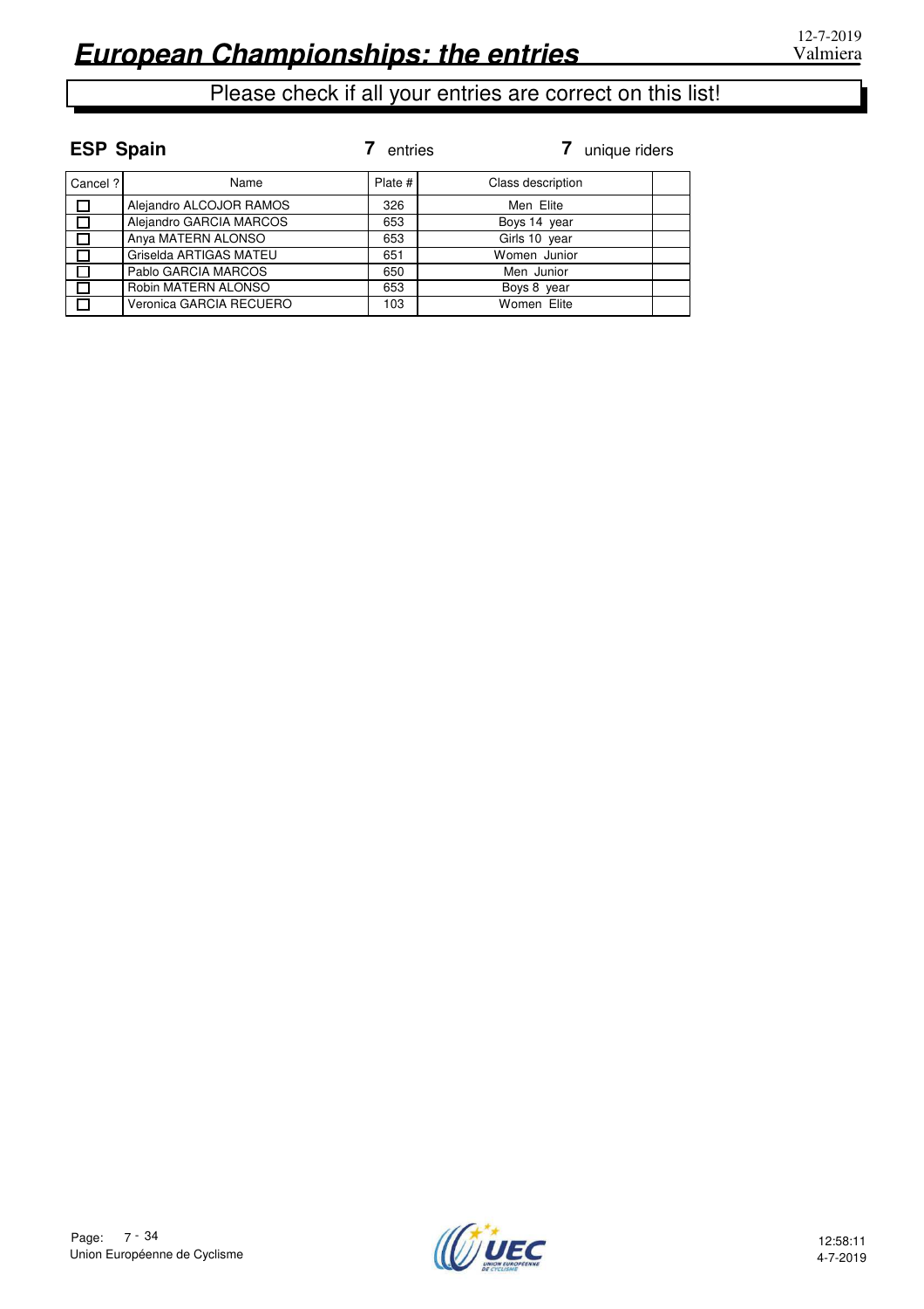# European Championships: the entries

12-7-2019
Valmiera

Please check if all your entries are correct on this list!

**ESP Spain** **7** entries **7** unique riders

| Cancel ? | Name | Plate # | Class description | |
|---|---|---|---|---|
| ☐ | Alejandro ALCOJOR RAMOS | 326 | Men Elite | |
| ☐ | Alejandro GARCIA MARCOS | 653 | Boys 14 year | |
| ☐ | Anya MATERN ALONSO | 653 | Girls 10 year | |
| ☐ | Griselda ARTIGAS MATEU | 651 | Women Junior | |
| ☐ | Pablo GARCIA MARCOS | 650 | Men Junior | |
| ☐ | Robin MATERN ALONSO | 653 | Boys 8 year | |
| ☐ | Veronica GARCIA RECUERO | 103 | Women Elite | |

Union Européenne de Cyclisme

12:58:11
4-7-2019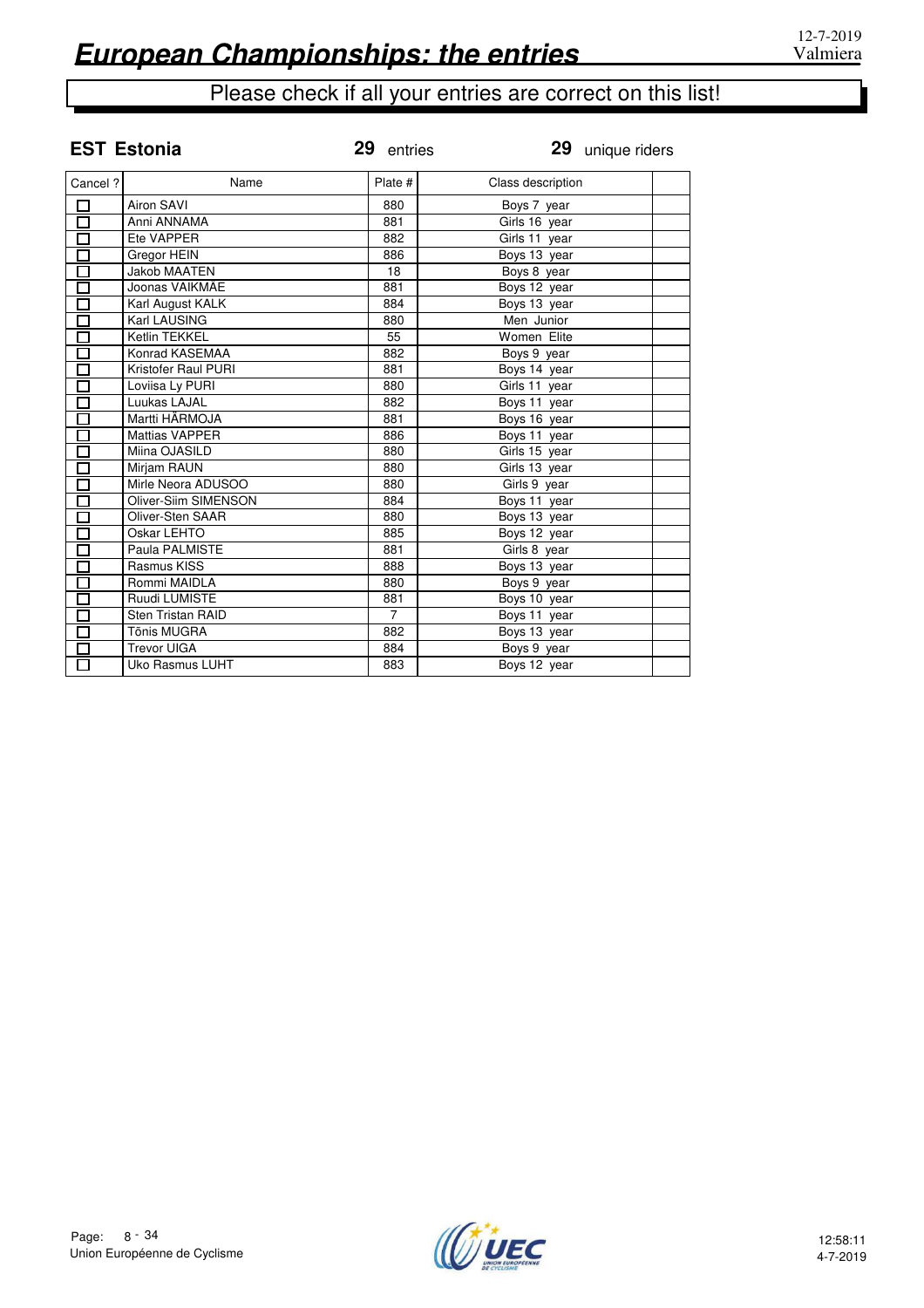# European Championships: the entries

12-7-2019
Valmiera

Please check if all your entries are correct on this list!

**EST Estonia** **29** entries **29** unique riders

| Cancel ? | Name | Plate # | Class description | |
|---|---|---|---|---|
| ☐ | Airon SAVI | 880 | Boys 7 year | |
| ☐ | Anni ANNAMA | 881 | Girls 16 year | |
| ☐ | Ete VAPPER | 882 | Girls 11 year | |
| ☐ | Gregor HEIN | 886 | Boys 13 year | |
| ☐ | Jakob MAATEN | 18 | Boys 8 year | |
| ☐ | Joonas VAIKMÄE | 881 | Boys 12 year | |
| ☐ | Karl August KALK | 884 | Boys 13 year | |
| ☐ | Karl LAUSING | 880 | Men Junior | |
| ☐ | Ketlin TEKKEL | 55 | Women Elite | |
| ☐ | Konrad KASEMAA | 882 | Boys 9 year | |
| ☐ | Kristofer Raul PURI | 881 | Boys 14 year | |
| ☐ | Loviisa Ly PURI | 880 | Girls 11 year | |
| ☐ | Luukas LAJAL | 882 | Boys 11 year | |
| ☐ | Martti HÄRMOJA | 881 | Boys 16 year | |
| ☐ | Mattias VAPPER | 886 | Boys 11 year | |
| ☐ | Miina OJASILD | 880 | Girls 15 year | |
| ☐ | Mirjam RAUN | 880 | Girls 13 year | |
| ☐ | Mirle Neora ADUSOO | 880 | Girls 9 year | |
| ☐ | Oliver-Siim SIMENSON | 884 | Boys 11 year | |
| ☐ | Oliver-Sten SAAR | 880 | Boys 13 year | |
| ☐ | Oskar LEHTO | 885 | Boys 12 year | |
| ☐ | Paula PALMISTE | 881 | Girls 8 year | |
| ☐ | Rasmus KISS | 888 | Boys 13 year | |
| ☐ | Rommi MAIDLA | 880 | Boys 9 year | |
| ☐ | Ruudi LUMISTE | 881 | Boys 10 year | |
| ☐ | Sten Tristan RAID | 7 | Boys 11 year | |
| ☐ | Tõnis MUGRA | 882 | Boys 13 year | |
| ☐ | Trevor UIGA | 884 | Boys 9 year | |
| ☐ | Uko Rasmus LUHT | 883 | Boys 12 year | |

Union Européenne de Cyclisme

12:58:11
4-7-2019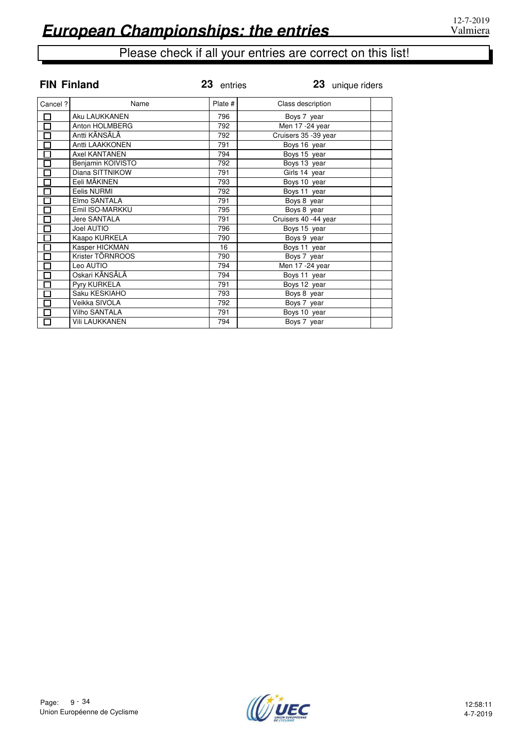# European Championships: the entries

12-7-2019
Valmiera

Please check if all your entries are correct on this list!

**FIN Finland** — **23** entries — **23** unique riders

| Cancel ? | Name | Plate # | Class description | |
|---|---|---|---|---|
| ☐ | Aku LAUKKANEN | 796 | Boys 7 year | |
| ☐ | Anton HOLMBERG | 792 | Men 17 -24 year | |
| ☐ | Antti KÄNSÄLÄ | 792 | Cruisers 35 -39 year | |
| ☐ | Antti LAAKKONEN | 791 | Boys 16 year | |
| ☐ | Axel KANTANEN | 794 | Boys 15 year | |
| ☐ | Benjamin KOIVISTO | 792 | Boys 13 year | |
| ☐ | Diana SITTNIKOW | 791 | Girls 14 year | |
| ☐ | Eeli MÄKINEN | 793 | Boys 10 year | |
| ☐ | Eelis NURMI | 792 | Boys 11 year | |
| ☐ | Elmo SANTALA | 791 | Boys 8 year | |
| ☐ | Emil ISO-MARKKU | 795 | Boys 8 year | |
| ☐ | Jere SANTALA | 791 | Cruisers 40 -44 year | |
| ☐ | Joel AUTIO | 796 | Boys 15 year | |
| ☐ | Kaapo KURKELA | 790 | Boys 9 year | |
| ☐ | Kasper HICKMAN | 16 | Boys 11 year | |
| ☐ | Krister TÖRNROOS | 790 | Boys 7 year | |
| ☐ | Leo AUTIO | 794 | Men 17 -24 year | |
| ☐ | Oskari KÄNSÄLÄ | 794 | Boys 11 year | |
| ☐ | Pyry KURKELA | 791 | Boys 12 year | |
| ☐ | Saku KESKIAHO | 793 | Boys 8 year | |
| ☐ | Veikka SIVOLA | 792 | Boys 7 year | |
| ☐ | Vilho SANTALA | 791 | Boys 10 year | |
| ☐ | Vili LAUKKANEN | 794 | Boys 7 year | |

Union Européenne de Cyclisme

12:58:11
4-7-2019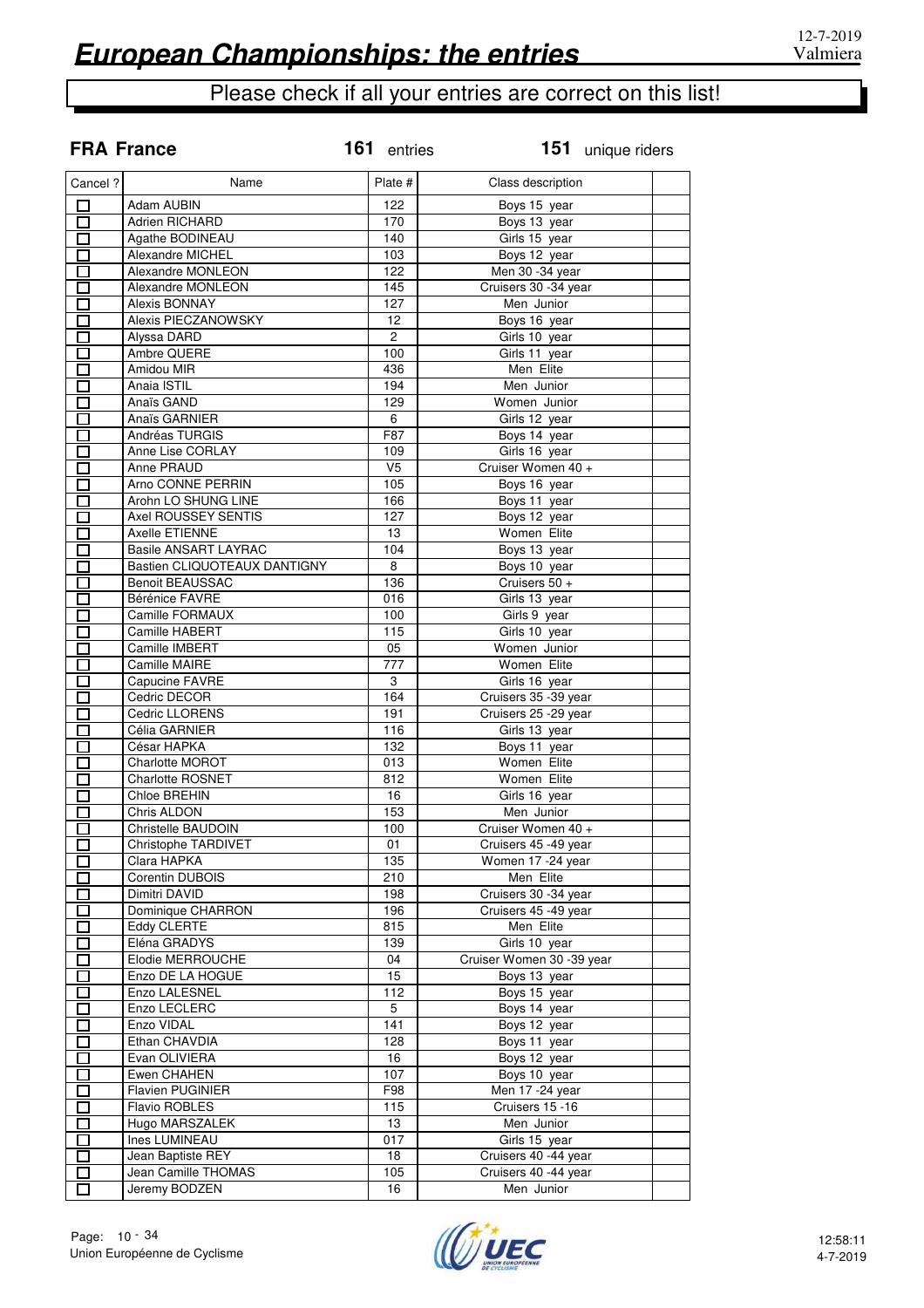# European Championships: the entries

12-7-2019
Valmiera

Please check if all your entries are correct on this list!

**FRA France** **161** entries **151** unique riders

| Cancel ? | Name | Plate # | Class description | |
|---|---|---|---|---|
| ☐ | Adam AUBIN | 122 | Boys 15 year | |
| ☐ | Adrien RICHARD | 170 | Boys 13 year | |
| ☐ | Agathe BODINEAU | 140 | Girls 15 year | |
| ☐ | Alexandre MICHEL | 103 | Boys 12 year | |
| ☐ | Alexandre MONLEON | 122 | Men 30 -34 year | |
| ☐ | Alexandre MONLEON | 145 | Cruisers 30 -34 year | |
| ☐ | Alexis BONNAY | 127 | Men Junior | |
| ☐ | Alexis PIECZANOWSKY | 12 | Boys 16 year | |
| ☐ | Alyssa DARD | 2 | Girls 10 year | |
| ☐ | Ambre QUERE | 100 | Girls 11 year | |
| ☐ | Amidou MIR | 436 | Men Elite | |
| ☐ | Anaia ISTIL | 194 | Men Junior | |
| ☐ | Anaïs GAND | 129 | Women Junior | |
| ☐ | Anaïs GARNIER | 6 | Girls 12 year | |
| ☐ | Andréas TURGIS | F87 | Boys 14 year | |
| ☐ | Anne Lise CORLAY | 109 | Girls 16 year | |
| ☐ | Anne PRAUD | V5 | Cruiser Women 40 + | |
| ☐ | Arno CONNE PERRIN | 105 | Boys 16 year | |
| ☐ | Arohn LO SHUNG LINE | 166 | Boys 11 year | |
| ☐ | Axel ROUSSEY SENTIS | 127 | Boys 12 year | |
| ☐ | Axelle ETIENNE | 13 | Women Elite | |
| ☐ | Basile ANSART LAYRAC | 104 | Boys 13 year | |
| ☐ | Bastien CLIQUOTEAUX DANTIGNY | 8 | Boys 10 year | |
| ☐ | Benoit BEAUSSAC | 136 | Cruisers 50 + | |
| ☐ | Bérénice FAVRE | 016 | Girls 13 year | |
| ☐ | Camille FORMAUX | 100 | Girls 9 year | |
| ☐ | Camille HABERT | 115 | Girls 10 year | |
| ☐ | Camille IMBERT | 05 | Women Junior | |
| ☐ | Camille MAIRE | 777 | Women Elite | |
| ☐ | Capucine FAVRE | 3 | Girls 16 year | |
| ☐ | Cedric DECOR | 164 | Cruisers 35 -39 year | |
| ☐ | Cedric LLORENS | 191 | Cruisers 25 -29 year | |
| ☐ | Célia GARNIER | 116 | Girls 13 year | |
| ☐ | César HAPKA | 132 | Boys 11 year | |
| ☐ | Charlotte MOROT | 013 | Women Elite | |
| ☐ | Charlotte ROSNET | 812 | Women Elite | |
| ☐ | Chloe BREHIN | 16 | Girls 16 year | |
| ☐ | Chris ALDON | 153 | Men Junior | |
| ☐ | Christelle BAUDOIN | 100 | Cruiser Women 40 + | |
| ☐ | Christophe TARDIVET | 01 | Cruisers 45 -49 year | |
| ☐ | Clara HAPKA | 135 | Women 17 -24 year | |
| ☐ | Corentin DUBOIS | 210 | Men Elite | |
| ☐ | Dimitri DAVID | 198 | Cruisers 30 -34 year | |
| ☐ | Dominique CHARRON | 196 | Cruisers 45 -49 year | |
| ☐ | Eddy CLERTE | 815 | Men Elite | |
| ☐ | Eléna GRADYS | 139 | Girls 10 year | |
| ☐ | Elodie MERROUCHE | 04 | Cruiser Women 30 -39 year | |
| ☐ | Enzo DE LA HOGUE | 15 | Boys 13 year | |
| ☐ | Enzo LALESNEL | 112 | Boys 15 year | |
| ☐ | Enzo LECLERC | 5 | Boys 14 year | |
| ☐ | Enzo VIDAL | 141 | Boys 12 year | |
| ☐ | Ethan CHAVDIA | 128 | Boys 11 year | |
| ☐ | Evan OLIVIERA | 16 | Boys 12 year | |
| ☐ | Ewen CHAHEN | 107 | Boys 10 year | |
| ☐ | Flavien PUGINIER | F98 | Men 17 -24 year | |
| ☐ | Flavio ROBLES | 115 | Cruisers 15 -16 | |
| ☐ | Hugo MARSZALEK | 13 | Men Junior | |
| ☐ | Ines LUMINEAU | 017 | Girls 15 year | |
| ☐ | Jean Baptiste REY | 18 | Cruisers 40 -44 year | |
| ☐ | Jean Camille THOMAS | 105 | Cruisers 40 -44 year | |
| ☐ | Jeremy BODZEN | 16 | Men Junior | |

Union Européenne de Cyclisme

12:58:11
4-7-2019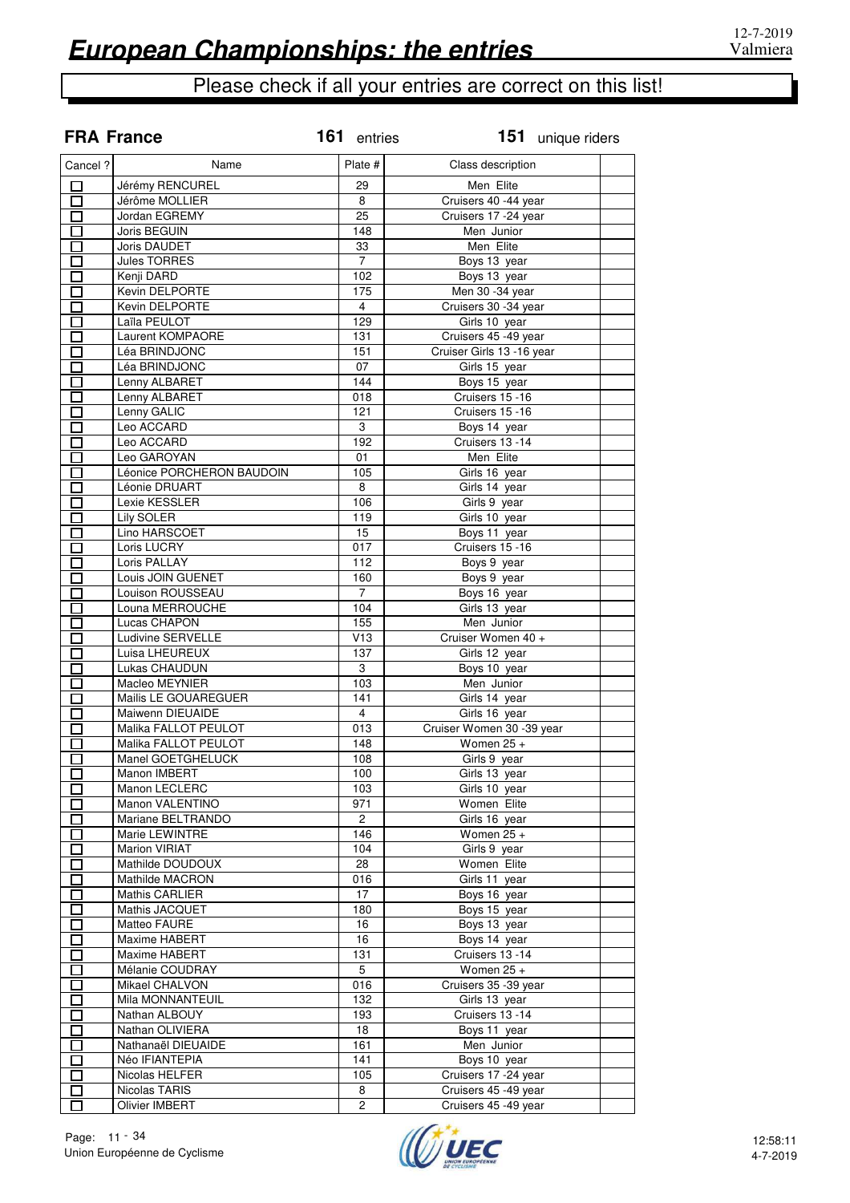# European Championships: the entries

12-7-2019
Valmiera

Please check if all your entries are correct on this list!

**FRA France** **161** entries **151** unique riders

| Cancel ? | Name | Plate # | Class description | |
|---|---|---|---|---|
| ☐ | Jérémy RENCUREL | 29 | Men Elite | |
| ☐ | Jérôme MOLLIER | 8 | Cruisers 40 -44 year | |
| ☐ | Jordan EGREMY | 25 | Cruisers 17 -24 year | |
| ☐ | Joris BEGUIN | 148 | Men Junior | |
| ☐ | Joris DAUDET | 33 | Men Elite | |
| ☐ | Jules TORRES | 7 | Boys 13 year | |
| ☐ | Kenji DARD | 102 | Boys 13 year | |
| ☐ | Kevin DELPORTE | 175 | Men 30 -34 year | |
| ☐ | Kevin DELPORTE | 4 | Cruisers 30 -34 year | |
| ☐ | Laïla PEULOT | 129 | Girls 10 year | |
| ☐ | Laurent KOMPAORE | 131 | Cruisers 45 -49 year | |
| ☐ | Léa BRINDJONC | 151 | Cruiser Girls 13 -16 year | |
| ☐ | Léa BRINDJONC | 07 | Girls 15 year | |
| ☐ | Lenny ALBARET | 144 | Boys 15 year | |
| ☐ | Lenny ALBARET | 018 | Cruisers 15 -16 | |
| ☐ | Lenny GALIC | 121 | Cruisers 15 -16 | |
| ☐ | Leo ACCARD | 3 | Boys 14 year | |
| ☐ | Leo ACCARD | 192 | Cruisers 13 -14 | |
| ☐ | Leo GAROYAN | 01 | Men Elite | |
| ☐ | Léonice PORCHERON BAUDOIN | 105 | Girls 16 year | |
| ☐ | Léonie DRUART | 8 | Girls 14 year | |
| ☐ | Lexie KESSLER | 106 | Girls 9 year | |
| ☐ | Lily SOLER | 119 | Girls 10 year | |
| ☐ | Lino HARSCOET | 15 | Boys 11 year | |
| ☐ | Loris LUCRY | 017 | Cruisers 15 -16 | |
| ☐ | Loris PALLAY | 112 | Boys 9 year | |
| ☐ | Louis JOIN GUENET | 160 | Boys 9 year | |
| ☐ | Louison ROUSSEAU | 7 | Boys 16 year | |
| ☐ | Louna MERROUCHE | 104 | Girls 13 year | |
| ☐ | Lucas CHAPON | 155 | Men Junior | |
| ☐ | Ludivine SERVELLE | V13 | Cruiser Women 40 + | |
| ☐ | Luisa LHEUREUX | 137 | Girls 12 year | |
| ☐ | Lukas CHAUDUN | 3 | Boys 10 year | |
| ☐ | Macleo MEYNIER | 103 | Men Junior | |
| ☐ | Mailis LE GOUAREGUER | 141 | Girls 14 year | |
| ☐ | Maiwenn DIEUAIDE | 4 | Girls 16 year | |
| ☐ | Malika FALLOT PEULOT | 013 | Cruiser Women 30 -39 year | |
| ☐ | Malika FALLOT PEULOT | 148 | Women 25 + | |
| ☐ | Manel GOETGHELUCK | 108 | Girls 9 year | |
| ☐ | Manon IMBERT | 100 | Girls 13 year | |
| ☐ | Manon LECLERC | 103 | Girls 10 year | |
| ☐ | Manon VALENTINO | 971 | Women Elite | |
| ☐ | Mariane BELTRANDO | 2 | Girls 16 year | |
| ☐ | Marie LEWINTRE | 146 | Women 25 + | |
| ☐ | Marion VIRIAT | 104 | Girls 9 year | |
| ☐ | Mathilde DOUDOUX | 28 | Women Elite | |
| ☐ | Mathilde MACRON | 016 | Girls 11 year | |
| ☐ | Mathis CARLIER | 17 | Boys 16 year | |
| ☐ | Mathis JACQUET | 180 | Boys 15 year | |
| ☐ | Matteo FAURE | 16 | Boys 13 year | |
| ☐ | Maxime HABERT | 16 | Boys 14 year | |
| ☐ | Maxime HABERT | 131 | Cruisers 13 -14 | |
| ☐ | Mélanie COUDRAY | 5 | Women 25 + | |
| ☐ | Mikael CHALVON | 016 | Cruisers 35 -39 year | |
| ☐ | Mila MONNANTEUIL | 132 | Girls 13 year | |
| ☐ | Nathan ALBOUY | 193 | Cruisers 13 -14 | |
| ☐ | Nathan OLIVIERA | 18 | Boys 11 year | |
| ☐ | Nathanaël DIEUAIDE | 161 | Men Junior | |
| ☐ | Néo IFIANTEPIA | 141 | Boys 10 year | |
| ☐ | Nicolas HELFER | 105 | Cruisers 17 -24 year | |
| ☐ | Nicolas TARIS | 8 | Cruisers 45 -49 year | |
| ☐ | Olivier IMBERT | 2 | Cruisers 45 -49 year | |

Union Européenne de Cyclisme

12:58:11
4-7-2019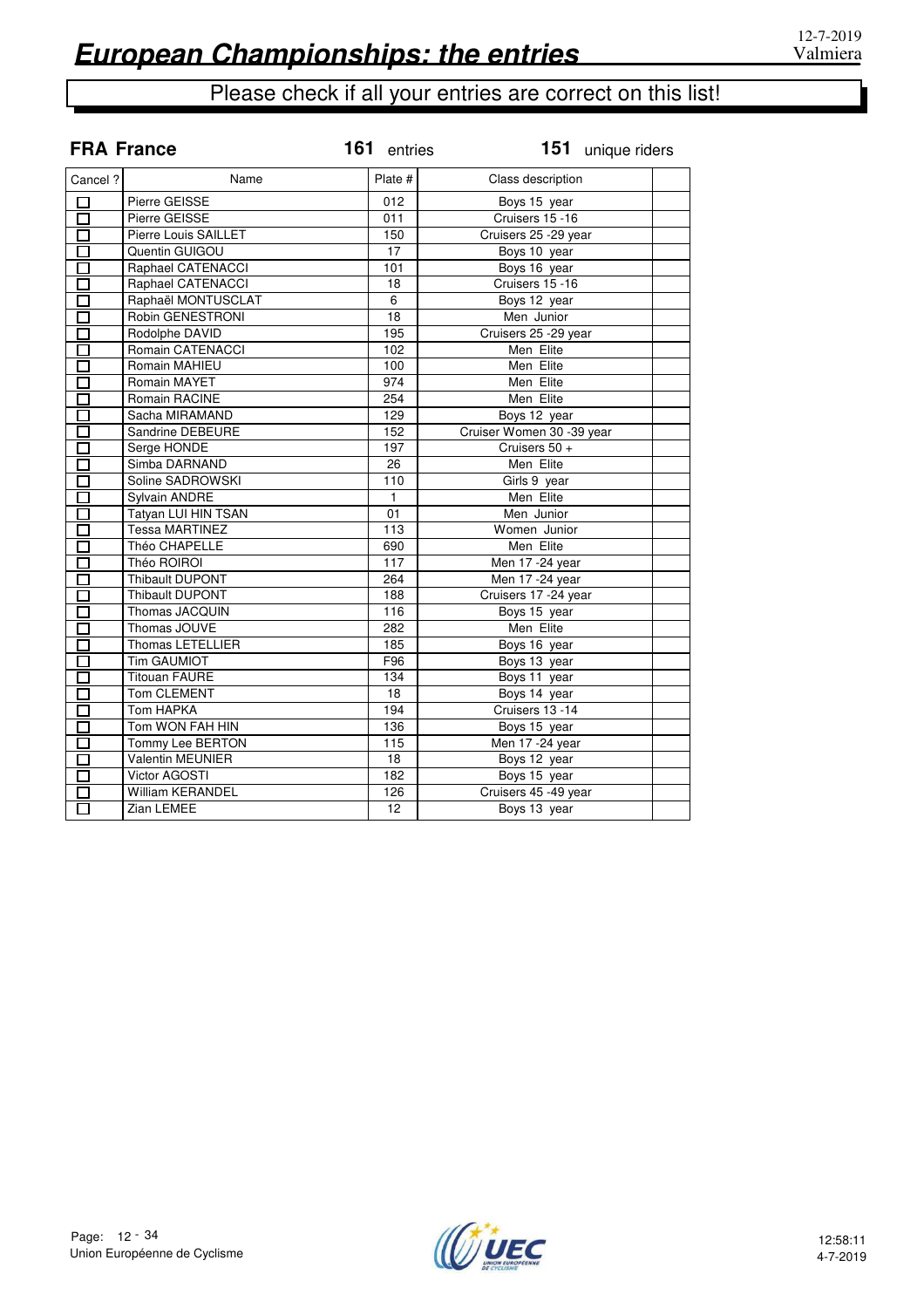# European Championships: the entries

12-7-2019
Valmiera

Please check if all your entries are correct on this list!

## FRA France

**161** entries **151** unique riders

| Cancel ? | Name | Plate # | Class description | |
|---|---|---|---|---|
| ☐ | Pierre GEISSE | 012 | Boys 15 year | |
| ☐ | Pierre GEISSE | 011 | Cruisers 15 -16 | |
| ☐ | Pierre Louis SAILLET | 150 | Cruisers 25 -29 year | |
| ☐ | Quentin GUIGOU | 17 | Boys 10 year | |
| ☐ | Raphael CATENACCI | 101 | Boys 16 year | |
| ☐ | Raphael CATENACCI | 18 | Cruisers 15 -16 | |
| ☐ | Raphaël MONTUSCLAT | 6 | Boys 12 year | |
| ☐ | Robin GENESTRONI | 18 | Men Junior | |
| ☐ | Rodolphe DAVID | 195 | Cruisers 25 -29 year | |
| ☐ | Romain CATENACCI | 102 | Men Elite | |
| ☐ | Romain MAHIEU | 100 | Men Elite | |
| ☐ | Romain MAYET | 974 | Men Elite | |
| ☐ | Romain RACINE | 254 | Men Elite | |
| ☐ | Sacha MIRAMAND | 129 | Boys 12 year | |
| ☐ | Sandrine DEBEURE | 152 | Cruiser Women 30 -39 year | |
| ☐ | Serge HONDE | 197 | Cruisers 50 + | |
| ☐ | Simba DARNAND | 26 | Men Elite | |
| ☐ | Soline SADROWSKI | 110 | Girls 9 year | |
| ☐ | Sylvain ANDRE | 1 | Men Elite | |
| ☐ | Tatyan LUI HIN TSAN | 01 | Men Junior | |
| ☐ | Tessa MARTINEZ | 113 | Women Junior | |
| ☐ | Théo CHAPELLE | 690 | Men Elite | |
| ☐ | Théo ROIROI | 117 | Men 17 -24 year | |
| ☐ | Thibault DUPONT | 264 | Men 17 -24 year | |
| ☐ | Thibault DUPONT | 188 | Cruisers 17 -24 year | |
| ☐ | Thomas JACQUIN | 116 | Boys 15 year | |
| ☐ | Thomas JOUVE | 282 | Men Elite | |
| ☐ | Thomas LETELLIER | 185 | Boys 16 year | |
| ☐ | Tim GAUMIOT | F96 | Boys 13 year | |
| ☐ | Titouan FAURE | 134 | Boys 11 year | |
| ☐ | Tom CLEMENT | 18 | Boys 14 year | |
| ☐ | Tom HAPKA | 194 | Cruisers 13 -14 | |
| ☐ | Tom WON FAH HIN | 136 | Boys 15 year | |
| ☐ | Tommy Lee BERTON | 115 | Men 17 -24 year | |
| ☐ | Valentin MEUNIER | 18 | Boys 12 year | |
| ☐ | Victor AGOSTI | 182 | Boys 15 year | |
| ☐ | William KERANDEL | 126 | Cruisers 45 -49 year | |
| ☐ | Zian LEMEE | 12 | Boys 13 year | |

Union Européenne de Cyclisme

12:58:11
4-7-2019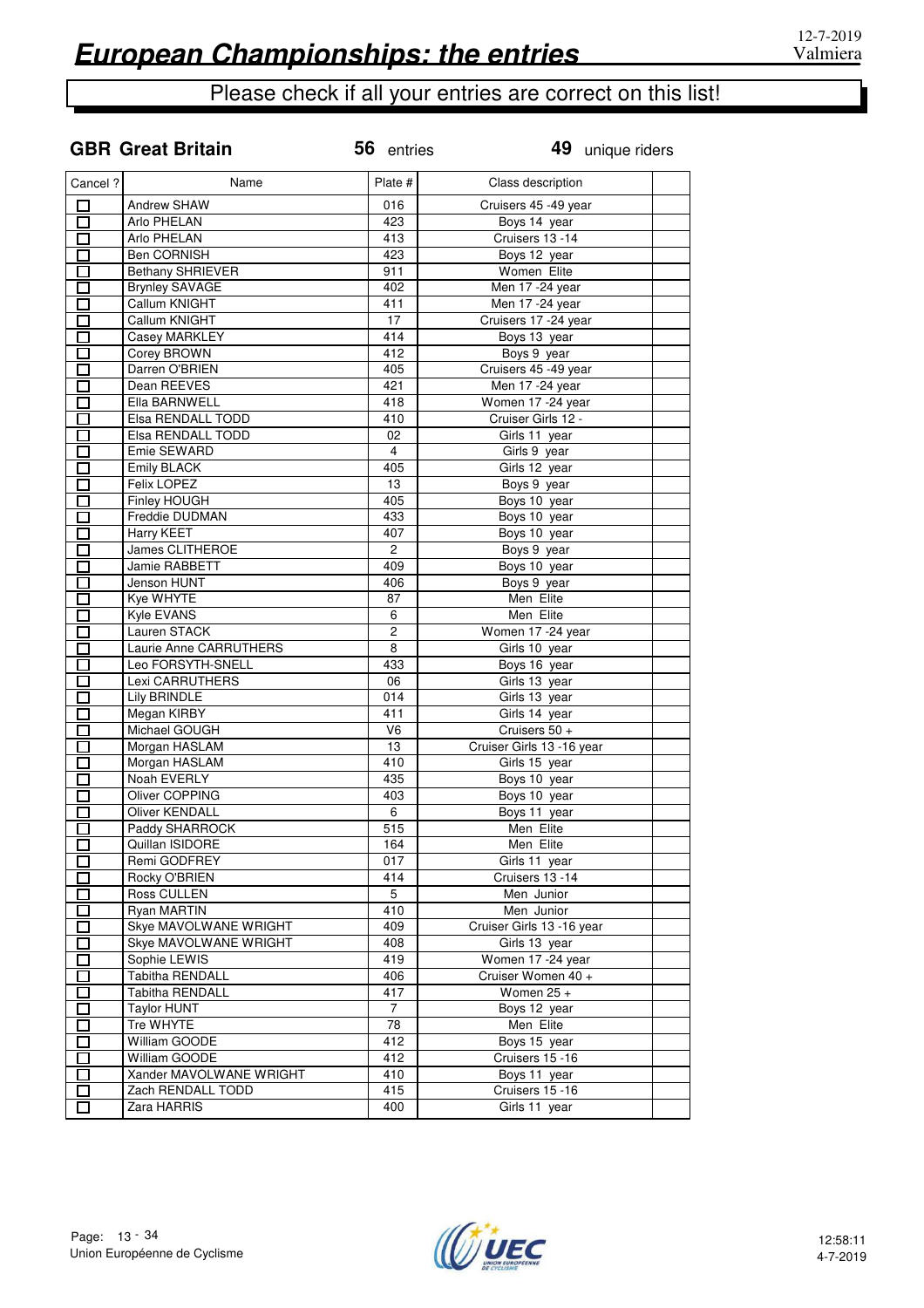# European Championships: the entries

12-7-2019
Valmiera

Please check if all your entries are correct on this list!

**GBR Great Britain** **56** entries **49** unique riders

| Cancel ? | Name | Plate # | Class description | |
|---|---|---|---|---|
| ☐ | Andrew SHAW | 016 | Cruisers 45 -49 year | |
| ☐ | Arlo PHELAN | 423 | Boys 14 year | |
| ☐ | Arlo PHELAN | 413 | Cruisers 13 -14 | |
| ☐ | Ben CORNISH | 423 | Boys 12 year | |
| ☐ | Bethany SHRIEVER | 911 | Women Elite | |
| ☐ | Brynley SAVAGE | 402 | Men 17 -24 year | |
| ☐ | Callum KNIGHT | 411 | Men 17 -24 year | |
| ☐ | Callum KNIGHT | 17 | Cruisers 17 -24 year | |
| ☐ | Casey MARKLEY | 414 | Boys 13 year | |
| ☐ | Corey BROWN | 412 | Boys 9 year | |
| ☐ | Darren O'BRIEN | 405 | Cruisers 45 -49 year | |
| ☐ | Dean REEVES | 421 | Men 17 -24 year | |
| ☐ | Ella BARNWELL | 418 | Women 17 -24 year | |
| ☐ | Elsa RENDALL TODD | 410 | Cruiser Girls 12 - | |
| ☐ | Elsa RENDALL TODD | 02 | Girls 11 year | |
| ☐ | Emie SEWARD | 4 | Girls 9 year | |
| ☐ | Emily BLACK | 405 | Girls 12 year | |
| ☐ | Felix LOPEZ | 13 | Boys 9 year | |
| ☐ | Finley HOUGH | 405 | Boys 10 year | |
| ☐ | Freddie DUDMAN | 433 | Boys 10 year | |
| ☐ | Harry KEET | 407 | Boys 10 year | |
| ☐ | James CLITHEROE | 2 | Boys 9 year | |
| ☐ | Jamie RABBETT | 409 | Boys 10 year | |
| ☐ | Jenson HUNT | 406 | Boys 9 year | |
| ☐ | Kye WHYTE | 87 | Men Elite | |
| ☐ | Kyle EVANS | 6 | Men Elite | |
| ☐ | Lauren STACK | 2 | Women 17 -24 year | |
| ☐ | Laurie Anne CARRUTHERS | 8 | Girls 10 year | |
| ☐ | Leo FORSYTH-SNELL | 433 | Boys 16 year | |
| ☐ | Lexi CARRUTHERS | 06 | Girls 13 year | |
| ☐ | Lily BRINDLE | 014 | Girls 13 year | |
| ☐ | Megan KIRBY | 411 | Girls 14 year | |
| ☐ | Michael GOUGH | V6 | Cruisers 50 + | |
| ☐ | Morgan HASLAM | 13 | Cruiser Girls 13 -16 year | |
| ☐ | Morgan HASLAM | 410 | Girls 15 year | |
| ☐ | Noah EVERLY | 435 | Boys 10 year | |
| ☐ | Oliver COPPING | 403 | Boys 10 year | |
| ☐ | Oliver KENDALL | 6 | Boys 11 year | |
| ☐ | Paddy SHARROCK | 515 | Men Elite | |
| ☐ | Quillan ISIDORE | 164 | Men Elite | |
| ☐ | Remi GODFREY | 017 | Girls 11 year | |
| ☐ | Rocky O'BRIEN | 414 | Cruisers 13 -14 | |
| ☐ | Ross CULLEN | 5 | Men Junior | |
| ☐ | Ryan MARTIN | 410 | Men Junior | |
| ☐ | Skye MAVOLWANE WRIGHT | 409 | Cruiser Girls 13 -16 year | |
| ☐ | Skye MAVOLWANE WRIGHT | 408 | Girls 13 year | |
| ☐ | Sophie LEWIS | 419 | Women 17 -24 year | |
| ☐ | Tabitha RENDALL | 406 | Cruiser Women 40 + | |
| ☐ | Tabitha RENDALL | 417 | Women 25 + | |
| ☐ | Taylor HUNT | 7 | Boys 12 year | |
| ☐ | Tre WHYTE | 78 | Men Elite | |
| ☐ | William GOODE | 412 | Boys 15 year | |
| ☐ | William GOODE | 412 | Cruisers 15 -16 | |
| ☐ | Xander MAVOLWANE WRIGHT | 410 | Boys 11 year | |
| ☐ | Zach RENDALL TODD | 415 | Cruisers 15 -16 | |
| ☐ | Zara HARRIS | 400 | Girls 11 year | |

Union Européenne de Cyclisme

12:58:11
4-7-2019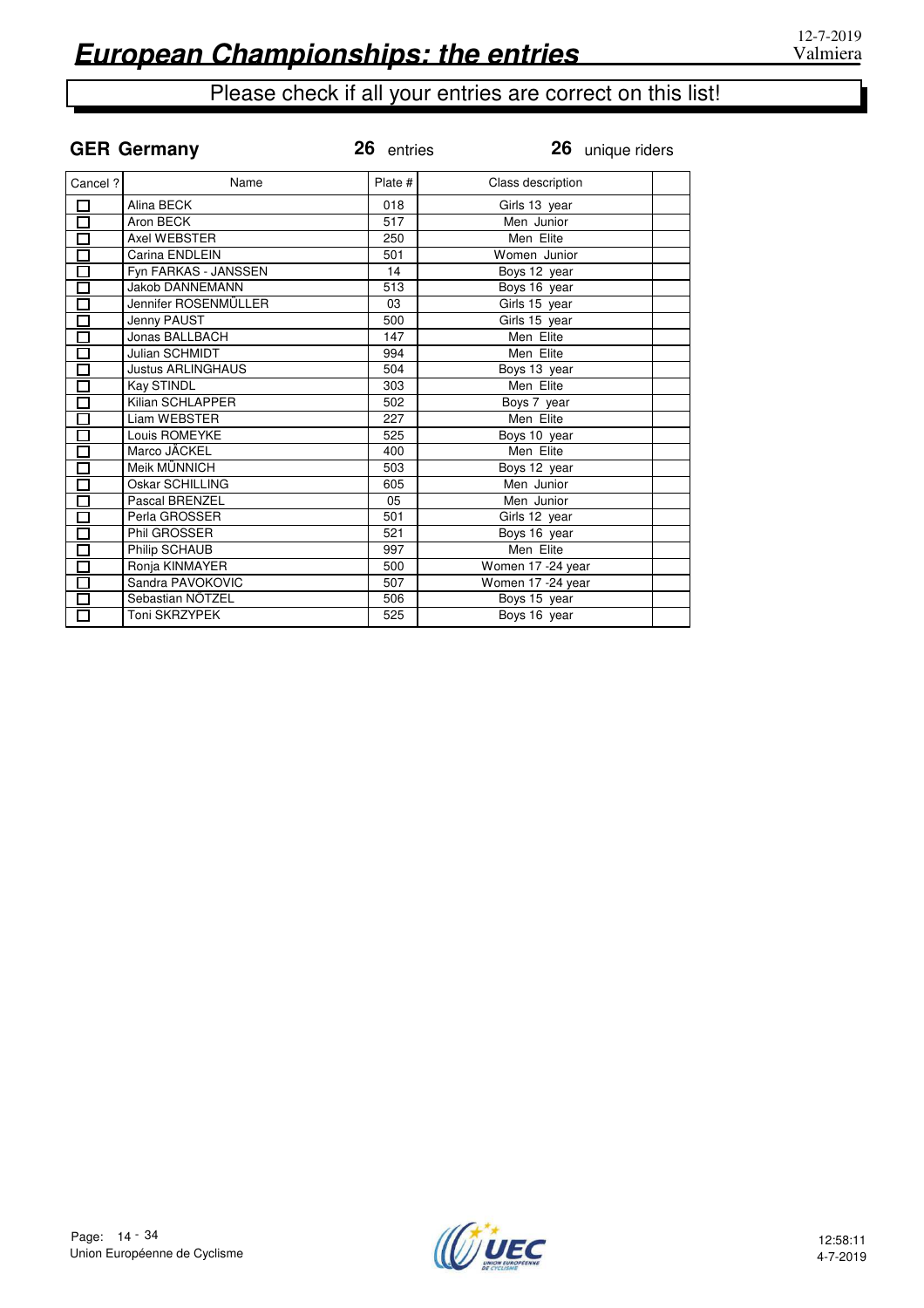# European Championships: the entries

12-7-2019
Valmiera

Please check if all your entries are correct on this list!

**GER Germany** **26** entries **26** unique riders

| Cancel ? | Name | Plate # | Class description | |
|---|---|---|---|---|
| ☐ | Alina BECK | 018 | Girls 13 year | |
| ☐ | Aron BECK | 517 | Men Junior | |
| ☐ | Axel WEBSTER | 250 | Men Elite | |
| ☐ | Carina ENDLEIN | 501 | Women Junior | |
| ☐ | Fyn FARKAS - JANSSEN | 14 | Boys 12 year | |
| ☐ | Jakob DANNEMANN | 513 | Boys 16 year | |
| ☐ | Jennifer ROSENMÜLLER | 03 | Girls 15 year | |
| ☐ | Jenny PAUST | 500 | Girls 15 year | |
| ☐ | Jonas BALLBACH | 147 | Men Elite | |
| ☐ | Julian SCHMIDT | 994 | Men Elite | |
| ☐ | Justus ARLINGHAUS | 504 | Boys 13 year | |
| ☐ | Kay STINDL | 303 | Men Elite | |
| ☐ | Kilian SCHLAPPER | 502 | Boys 7 year | |
| ☐ | Liam WEBSTER | 227 | Men Elite | |
| ☐ | Louis ROMEYKE | 525 | Boys 10 year | |
| ☐ | Marco JÄCKEL | 400 | Men Elite | |
| ☐ | Meik MÜNNICH | 503 | Boys 12 year | |
| ☐ | Oskar SCHILLING | 605 | Men Junior | |
| ☐ | Pascal BRENZEL | 05 | Men Junior | |
| ☐ | Perla GROSSER | 501 | Girls 12 year | |
| ☐ | Phil GROSSER | 521 | Boys 16 year | |
| ☐ | Philip SCHAUB | 997 | Men Elite | |
| ☐ | Ronja KINMAYER | 500 | Women 17 -24 year | |
| ☐ | Sandra PAVOKOVIC | 507 | Women 17 -24 year | |
| ☐ | Sebastian NÖTZEL | 506 | Boys 15 year | |
| ☐ | Toni SKRZYPEK | 525 | Boys 16 year | |

Union Européenne de Cyclisme

12:58:11
4-7-2019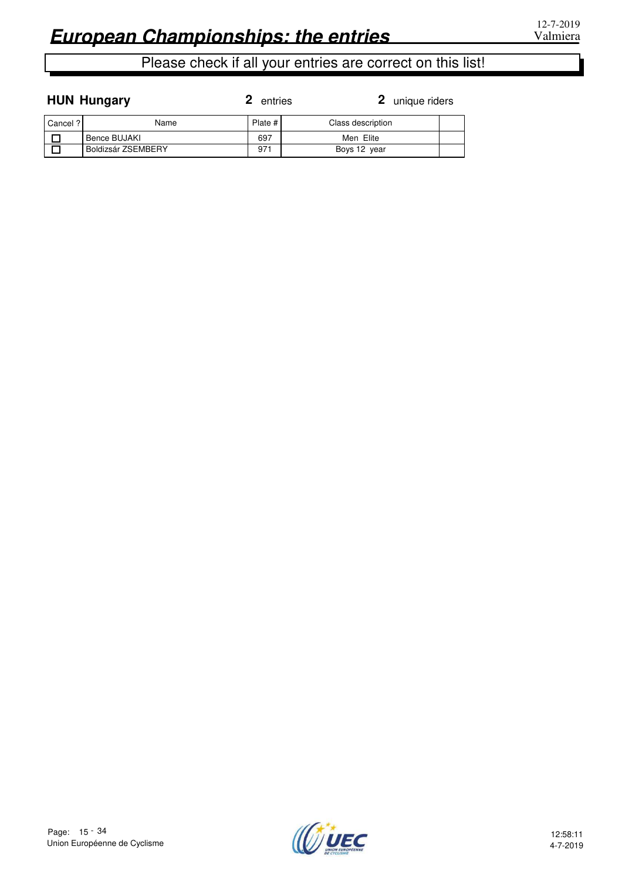# European Championships: the entries

12-7-2019
Valmiera

Please check if all your entries are correct on this list!

**HUN Hungary** **2** entries **2** unique riders

| Cancel ? | Name | Plate # | Class description | |
|---|---|---|---|---|
| ☐ | Bence BUJAKI | 697 | Men Elite | |
| ☐ | Boldizsár ZSEMBERY | 971 | Boys 12 year | |

Union Européenne de Cyclisme

12:58:11
4-7-2019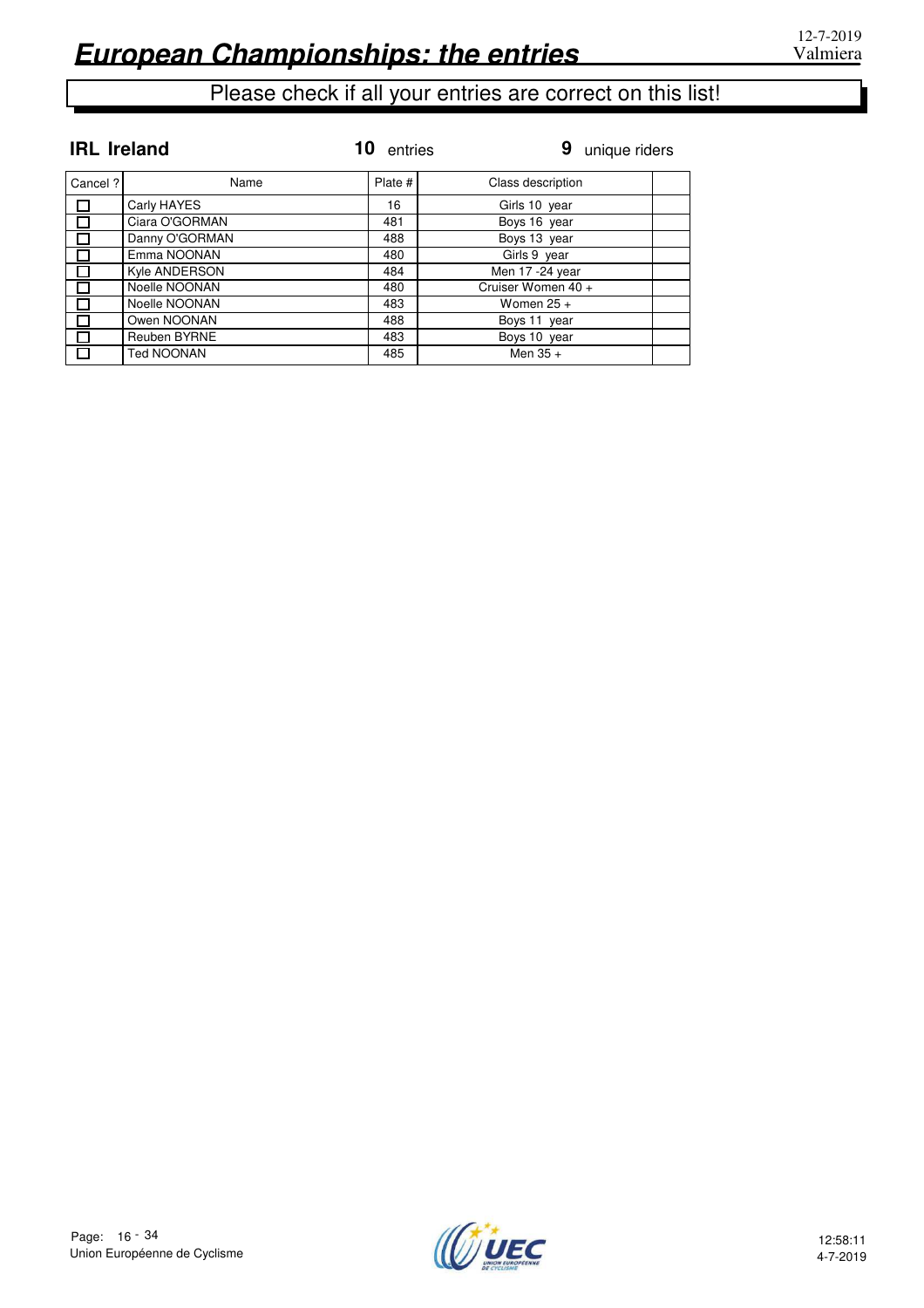# European Championships: the entries

12-7-2019
Valmiera

Please check if all your entries are correct on this list!

**IRL Ireland** **10** entries **9** unique riders

| Cancel ? | Name | Plate # | Class description | |
|---|---|---|---|---|
| ☐ | Carly HAYES | 16 | Girls 10 year | |
| ☐ | Ciara O'GORMAN | 481 | Boys 16 year | |
| ☐ | Danny O'GORMAN | 488 | Boys 13 year | |
| ☐ | Emma NOONAN | 480 | Girls 9 year | |
| ☐ | Kyle ANDERSON | 484 | Men 17 -24 year | |
| ☐ | Noelle NOONAN | 480 | Cruiser Women 40 + | |
| ☐ | Noelle NOONAN | 483 | Women 25 + | |
| ☐ | Owen NOONAN | 488 | Boys 11 year | |
| ☐ | Reuben BYRNE | 483 | Boys 10 year | |
| ☐ | Ted NOONAN | 485 | Men 35 + | |

Union Européenne de Cyclisme

12:58:11
4-7-2019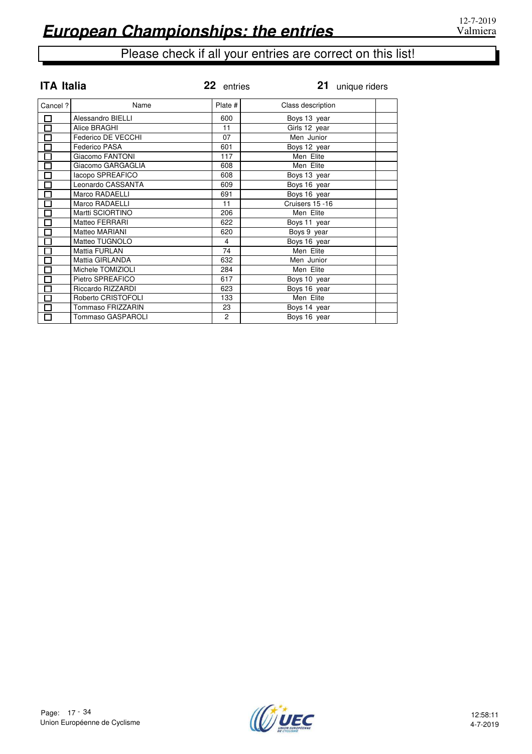# European Championships: the entries

12-7-2019
Valmiera

Please check if all your entries are correct on this list!

**ITA Italia** — **22** entries — **21** unique riders

| Cancel ? | Name | Plate # | Class description | |
|---|---|---|---|---|
| ☐ | Alessandro BIELLI | 600 | Boys 13 year | |
| ☐ | Alice BRAGHI | 11 | Girls 12 year | |
| ☐ | Federico DE VECCHI | 07 | Men Junior | |
| ☐ | Federico PASA | 601 | Boys 12 year | |
| ☐ | Giacomo FANTONI | 117 | Men Elite | |
| ☐ | Giacomo GARGAGLIA | 608 | Men Elite | |
| ☐ | Iacopo SPREAFICO | 608 | Boys 13 year | |
| ☐ | Leonardo CASSANTA | 609 | Boys 16 year | |
| ☐ | Marco RADAELLI | 691 | Boys 16 year | |
| ☐ | Marco RADAELLI | 11 | Cruisers 15 -16 | |
| ☐ | Martti SCIORTINO | 206 | Men Elite | |
| ☐ | Matteo FERRARI | 622 | Boys 11 year | |
| ☐ | Matteo MARIANI | 620 | Boys 9 year | |
| ☐ | Matteo TUGNOLO | 4 | Boys 16 year | |
| ☐ | Mattia FURLAN | 74 | Men Elite | |
| ☐ | Mattia GIRLANDA | 632 | Men Junior | |
| ☐ | Michele TOMIZIOLI | 284 | Men Elite | |
| ☐ | Pietro SPREAFICO | 617 | Boys 10 year | |
| ☐ | Riccardo RIZZARDI | 623 | Boys 16 year | |
| ☐ | Roberto CRISTOFOLI | 133 | Men Elite | |
| ☐ | Tommaso FRIZZARIN | 23 | Boys 14 year | |
| ☐ | Tommaso GASPAROLI | 2 | Boys 16 year | |

Union Européenne de Cyclisme

12:58:11
4-7-2019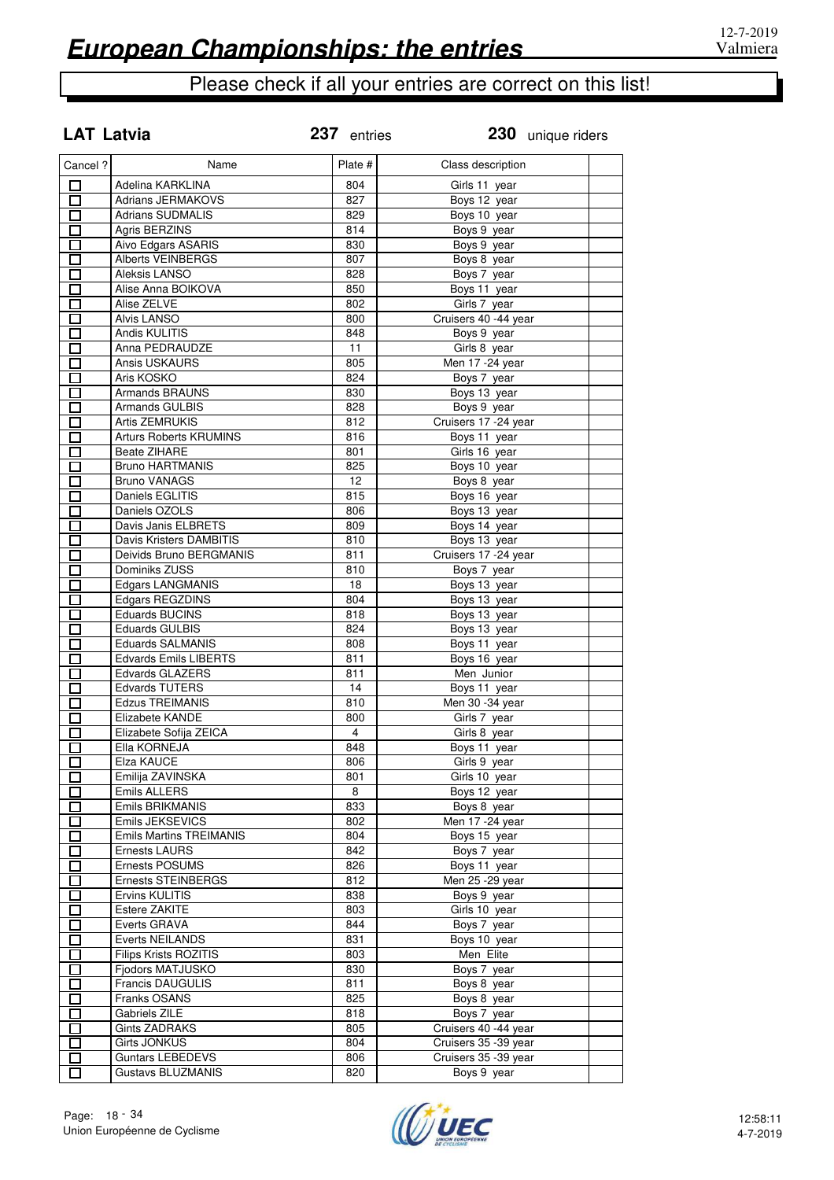# European Championships: the entries

12-7-2019
Valmiera

Please check if all your entries are correct on this list!

**LAT Latvia** — **237** entries — **230** unique riders

| Cancel ? | Name | Plate # | Class description | |
|---|---|---|---|---|
| ☐ | Adelina KARKLINA | 804 | Girls 11 year | |
| ☐ | Adrians JERMAKOVS | 827 | Boys 12 year | |
| ☐ | Adrians SUDMALIS | 829 | Boys 10 year | |
| ☐ | Agris BERZINS | 814 | Boys 9 year | |
| ☐ | Aivo Edgars ASARIS | 830 | Boys 9 year | |
| ☐ | Alberts VEINBERGS | 807 | Boys 8 year | |
| ☐ | Aleksis LANSO | 828 | Boys 7 year | |
| ☐ | Alise Anna BOIKOVA | 850 | Boys 11 year | |
| ☐ | Alise ZELVE | 802 | Girls 7 year | |
| ☐ | Alvis LANSO | 800 | Cruisers 40 -44 year | |
| ☐ | Andis KULITIS | 848 | Boys 9 year | |
| ☐ | Anna PEDRAUDZE | 11 | Girls 8 year | |
| ☐ | Ansis USKAURS | 805 | Men 17 -24 year | |
| ☐ | Aris KOSKO | 824 | Boys 7 year | |
| ☐ | Armands BRAUNS | 830 | Boys 13 year | |
| ☐ | Armands GULBIS | 828 | Boys 9 year | |
| ☐ | Artis ZEMRUKIS | 812 | Cruisers 17 -24 year | |
| ☐ | Arturs Roberts KRUMINS | 816 | Boys 11 year | |
| ☐ | Beate ZIHARE | 801 | Girls 16 year | |
| ☐ | Bruno HARTMANIS | 825 | Boys 10 year | |
| ☐ | Bruno VANAGS | 12 | Boys 8 year | |
| ☐ | Daniels EGLITIS | 815 | Boys 16 year | |
| ☐ | Daniels OZOLS | 806 | Boys 13 year | |
| ☐ | Davis Janis ELBRETS | 809 | Boys 14 year | |
| ☐ | Davis Kristers DAMBITIS | 810 | Boys 13 year | |
| ☐ | Deivids Bruno BERGMANIS | 811 | Cruisers 17 -24 year | |
| ☐ | Dominiks ZUSS | 810 | Boys 7 year | |
| ☐ | Edgars LANGMANIS | 18 | Boys 13 year | |
| ☐ | Edgars REGZDINS | 804 | Boys 13 year | |
| ☐ | Eduards BUCINS | 818 | Boys 13 year | |
| ☐ | Eduards GULBIS | 824 | Boys 13 year | |
| ☐ | Eduards SALMANIS | 808 | Boys 11 year | |
| ☐ | Edvards Emils LIBERTS | 811 | Boys 16 year | |
| ☐ | Edvards GLAZERS | 811 | Men Junior | |
| ☐ | Edvards TUTERS | 14 | Boys 11 year | |
| ☐ | Edzus TREIMANIS | 810 | Men 30 -34 year | |
| ☐ | Elizabete KANDE | 800 | Girls 7 year | |
| ☐ | Elizabete Sofija ZEICA | 4 | Girls 8 year | |
| ☐ | Ella KORNEJA | 848 | Boys 11 year | |
| ☐ | Elza KAUCE | 806 | Girls 9 year | |
| ☐ | Emilija ZAVINSKA | 801 | Girls 10 year | |
| ☐ | Emils ALLERS | 8 | Boys 12 year | |
| ☐ | Emils BRIKMANIS | 833 | Boys 8 year | |
| ☐ | Emils JEKSEVICS | 802 | Men 17 -24 year | |
| ☐ | Emils Martins TREIMANIS | 804 | Boys 15 year | |
| ☐ | Ernests LAURS | 842 | Boys 7 year | |
| ☐ | Ernests POSUMS | 826 | Boys 11 year | |
| ☐ | Ernests STEINBERGS | 812 | Men 25 -29 year | |
| ☐ | Ervins KULITIS | 838 | Boys 9 year | |
| ☐ | Estere ZAKITE | 803 | Girls 10 year | |
| ☐ | Everts GRAVA | 844 | Boys 7 year | |
| ☐ | Everts NEILANDS | 831 | Boys 10 year | |
| ☐ | Filips Krists ROZITIS | 803 | Men Elite | |
| ☐ | Fjodors MATJUSKO | 830 | Boys 7 year | |
| ☐ | Francis DAUGULIS | 811 | Boys 8 year | |
| ☐ | Franks OSANS | 825 | Boys 8 year | |
| ☐ | Gabriels ZILE | 818 | Boys 7 year | |
| ☐ | Gints ZADRAKS | 805 | Cruisers 40 -44 year | |
| ☐ | Girts JONKUS | 804 | Cruisers 35 -39 year | |
| ☐ | Guntars LEBEDEVS | 806 | Cruisers 35 -39 year | |
| ☐ | Gustavs BLUZMANIS | 820 | Boys 9 year | |

Union Européenne de Cyclisme

12:58:11
4-7-2019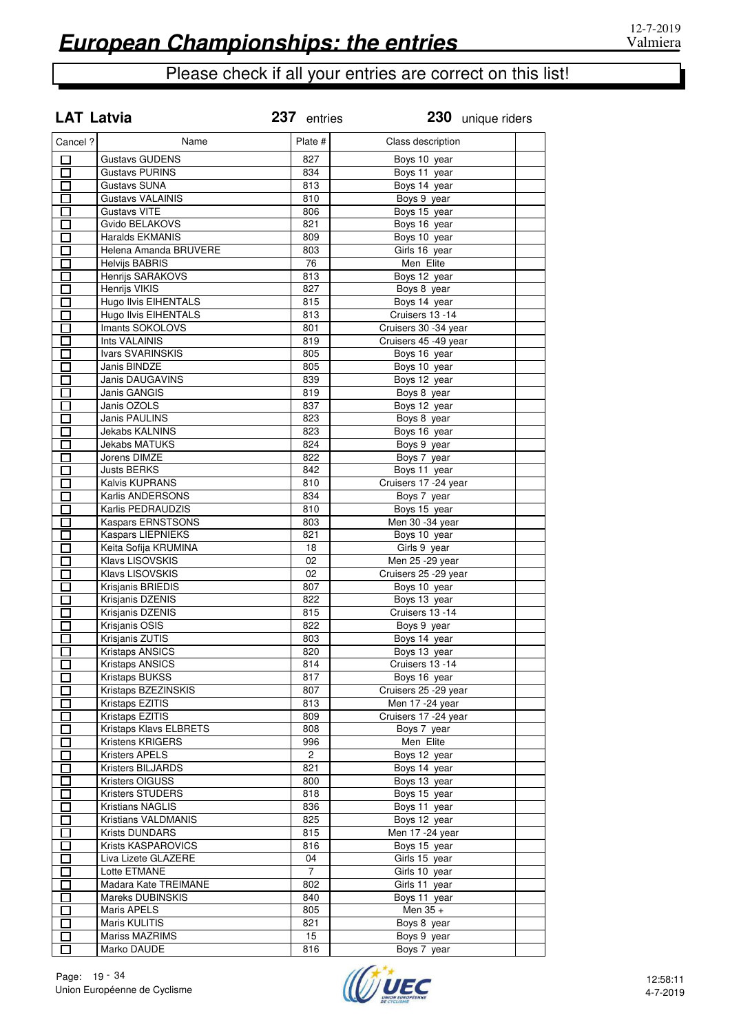# European Championships: the entries

12-7-2019
Valmiera

Please check if all your entries are correct on this list!

## LAT Latvia

**237** entries **230** unique riders

| Cancel ? | Name | Plate # | Class description | |
|---|---|---|---|---|
| ☐ | Gustavs GUDENS | 827 | Boys 10 year | |
| ☐ | Gustavs PURINS | 834 | Boys 11 year | |
| ☐ | Gustavs SUNA | 813 | Boys 14 year | |
| ☐ | Gustavs VALAINIS | 810 | Boys 9 year | |
| ☐ | Gustavs VITE | 806 | Boys 15 year | |
| ☐ | Gvido BELAKOVS | 821 | Boys 16 year | |
| ☐ | Haralds EKMANIS | 809 | Boys 10 year | |
| ☐ | Helena Amanda BRUVERE | 803 | Girls 16 year | |
| ☐ | Helvijs BABRIS | 76 | Men Elite | |
| ☐ | Henrijs SARAKOVS | 813 | Boys 12 year | |
| ☐ | Henrijs VIKIS | 827 | Boys 8 year | |
| ☐ | Hugo Ilvis EIHENTALS | 815 | Boys 14 year | |
| ☐ | Hugo Ilvis EIHENTALS | 813 | Cruisers 13 -14 | |
| ☐ | Imants SOKOLOVS | 801 | Cruisers 30 -34 year | |
| ☐ | Ints VALAINIS | 819 | Cruisers 45 -49 year | |
| ☐ | Ivars SVARINSKIS | 805 | Boys 16 year | |
| ☐ | Janis BINDZE | 805 | Boys 10 year | |
| ☐ | Janis DAUGAVINS | 839 | Boys 12 year | |
| ☐ | Janis GANGIS | 819 | Boys 8 year | |
| ☐ | Janis OZOLS | 837 | Boys 12 year | |
| ☐ | Janis PAULINS | 823 | Boys 8 year | |
| ☐ | Jekabs KALNINS | 823 | Boys 16 year | |
| ☐ | Jekabs MATUKS | 824 | Boys 9 year | |
| ☐ | Jorens DIMZE | 822 | Boys 7 year | |
| ☐ | Justs BERKS | 842 | Boys 11 year | |
| ☐ | Kalvis KUPRANS | 810 | Cruisers 17 -24 year | |
| ☐ | Karlis ANDERSONS | 834 | Boys 7 year | |
| ☐ | Karlis PEDRAUDZIS | 810 | Boys 15 year | |
| ☐ | Kaspars ERNSTSONS | 803 | Men 30 -34 year | |
| ☐ | Kaspars LIEPNIEKS | 821 | Boys 10 year | |
| ☐ | Keita Sofija KRUMINA | 18 | Girls 9 year | |
| ☐ | Klavs LISOVSKIS | 02 | Men 25 -29 year | |
| ☐ | Klavs LISOVSKIS | 02 | Cruisers 25 -29 year | |
| ☐ | Krisjanis BRIEDIS | 807 | Boys 10 year | |
| ☐ | Krisjanis DZENIS | 822 | Boys 13 year | |
| ☐ | Krisjanis DZENIS | 815 | Cruisers 13 -14 | |
| ☐ | Krisjanis OSIS | 822 | Boys 9 year | |
| ☐ | Krisjanis ZUTIS | 803 | Boys 14 year | |
| ☐ | Kristaps ANSICS | 820 | Boys 13 year | |
| ☐ | Kristaps ANSICS | 814 | Cruisers 13 -14 | |
| ☐ | Kristaps BUKSS | 817 | Boys 16 year | |
| ☐ | Kristaps BZEZINSKIS | 807 | Cruisers 25 -29 year | |
| ☐ | Kristaps EZITIS | 813 | Men 17 -24 year | |
| ☐ | Kristaps EZITIS | 809 | Cruisers 17 -24 year | |
| ☐ | Kristaps Klavs ELBRETS | 808 | Boys 7 year | |
| ☐ | Kristens KRIGERS | 996 | Men Elite | |
| ☐ | Kristers APELS | 2 | Boys 12 year | |
| ☐ | Kristers BILJARDS | 821 | Boys 14 year | |
| ☐ | Kristers OIGUSS | 800 | Boys 13 year | |
| ☐ | Kristers STUDERS | 818 | Boys 15 year | |
| ☐ | Kristians NAGLIS | 836 | Boys 11 year | |
| ☐ | Kristians VALDMANIS | 825 | Boys 12 year | |
| ☐ | Krists DUNDARS | 815 | Men 17 -24 year | |
| ☐ | Krists KASPAROVICS | 816 | Boys 15 year | |
| ☐ | Liva Lizete GLAZERE | 04 | Girls 15 year | |
| ☐ | Lotte ETMANE | 7 | Girls 10 year | |
| ☐ | Madara Kate TREIMANE | 802 | Girls 11 year | |
| ☐ | Mareks DUBINSKIS | 840 | Boys 11 year | |
| ☐ | Maris APELS | 805 | Men 35 + | |
| ☐ | Maris KULITIS | 821 | Boys 8 year | |
| ☐ | Mariss MAZRIMS | 15 | Boys 9 year | |
| ☐ | Marko DAUDE | 816 | Boys 7 year | |

Union Européenne de Cyclisme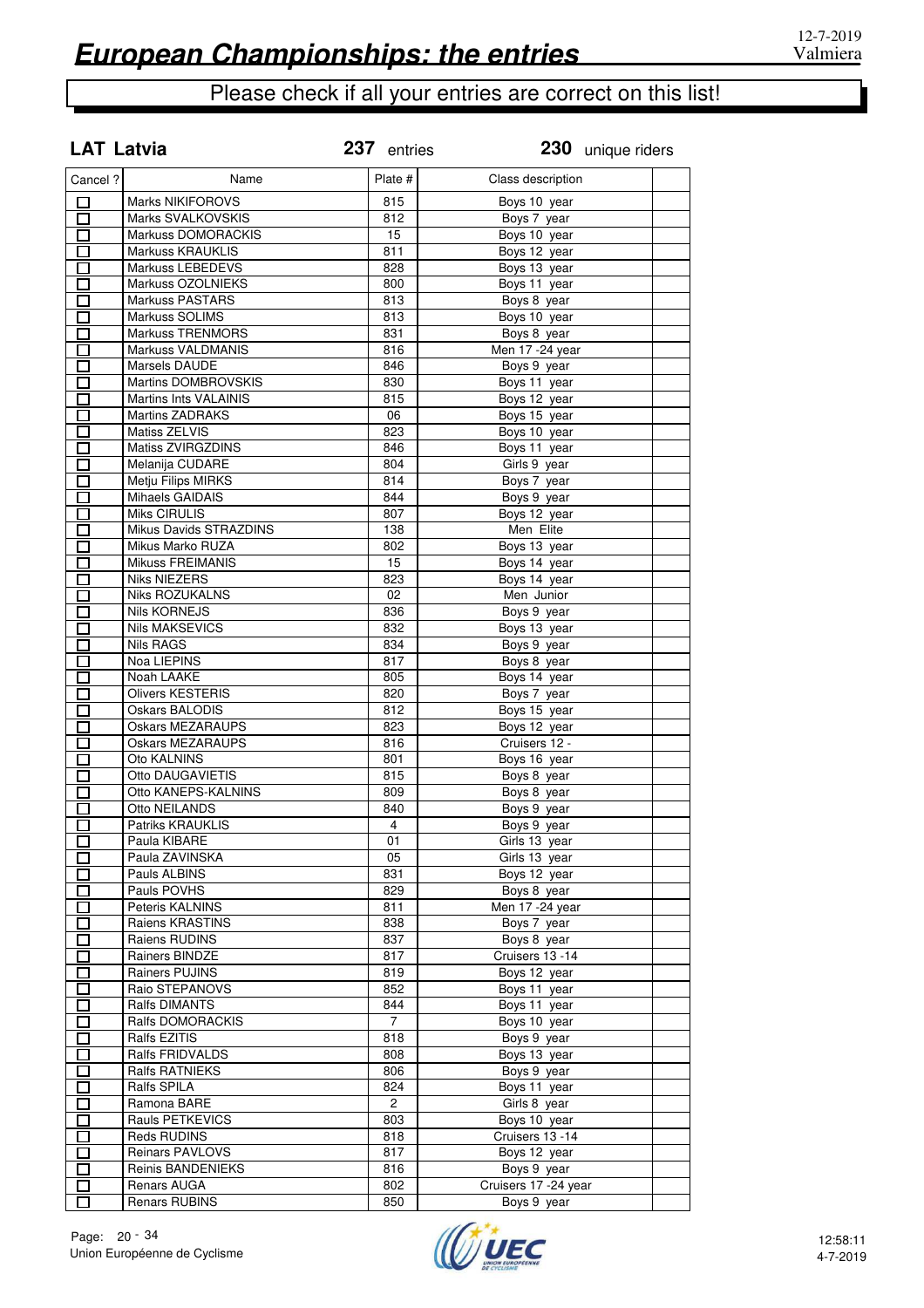# European Championships: the entries

12-7-2019
Valmiera

Please check if all your entries are correct on this list!

**LAT Latvia** **237** entries **230** unique riders

| Cancel ? | Name | Plate # | Class description | |
|---|---|---|---|---|
| ☐ | Marks NIKIFOROVS | 815 | Boys 10 year | |
| ☐ | Marks SVALKOVSKIS | 812 | Boys 7 year | |
| ☐ | Markuss DOMORACKIS | 15 | Boys 10 year | |
| ☐ | Markuss KRAUKLIS | 811 | Boys 12 year | |
| ☐ | Markuss LEBEDEVS | 828 | Boys 13 year | |
| ☐ | Markuss OZOLNIEKS | 800 | Boys 11 year | |
| ☐ | Markuss PASTARS | 813 | Boys 8 year | |
| ☐ | Markuss SOLIMS | 813 | Boys 10 year | |
| ☐ | Markuss TRENMORS | 831 | Boys 8 year | |
| ☐ | Markuss VALDMANIS | 816 | Men 17 -24 year | |
| ☐ | Marsels DAUDE | 846 | Boys 9 year | |
| ☐ | Martins DOMBROVSKIS | 830 | Boys 11 year | |
| ☐ | Martins Ints VALAINIS | 815 | Boys 12 year | |
| ☐ | Martins ZADRAKS | 06 | Boys 15 year | |
| ☐ | Matiss ZELVIS | 823 | Boys 10 year | |
| ☐ | Matiss ZVIRGZDINS | 846 | Boys 11 year | |
| ☐ | Melanija CUDARE | 804 | Girls 9 year | |
| ☐ | Metju Filips MIRKS | 814 | Boys 7 year | |
| ☐ | Mihaels GAIDAIS | 844 | Boys 9 year | |
| ☐ | Miks CIRULIS | 807 | Boys 12 year | |
| ☐ | Mikus Davids STRAZDINS | 138 | Men Elite | |
| ☐ | Mikus Marko RUZA | 802 | Boys 13 year | |
| ☐ | Mikuss FREIMANIS | 15 | Boys 14 year | |
| ☐ | Niks NIEZERS | 823 | Boys 14 year | |
| ☐ | Niks ROZUKALNS | 02 | Men Junior | |
| ☐ | Nils KORNEJS | 836 | Boys 9 year | |
| ☐ | Nils MAKSEVICS | 832 | Boys 13 year | |
| ☐ | Nils RAGS | 834 | Boys 9 year | |
| ☐ | Noa LIEPINS | 817 | Boys 8 year | |
| ☐ | Noah LAAKE | 805 | Boys 14 year | |
| ☐ | Olivers KESTERIS | 820 | Boys 7 year | |
| ☐ | Oskars BALODIS | 812 | Boys 15 year | |
| ☐ | Oskars MEZARAUPS | 823 | Boys 12 year | |
| ☐ | Oskars MEZARAUPS | 816 | Cruisers 12 - | |
| ☐ | Oto KALNINS | 801 | Boys 16 year | |
| ☐ | Otto DAUGAVIETIS | 815 | Boys 8 year | |
| ☐ | Otto KANEPS-KALNINS | 809 | Boys 8 year | |
| ☐ | Otto NEILANDS | 840 | Boys 9 year | |
| ☐ | Patriks KRAUKLIS | 4 | Boys 9 year | |
| ☐ | Paula KIBARE | 01 | Girls 13 year | |
| ☐ | Paula ZAVINSKA | 05 | Girls 13 year | |
| ☐ | Pauls ALBINS | 831 | Boys 12 year | |
| ☐ | Pauls POVHS | 829 | Boys 8 year | |
| ☐ | Peteris KALNINS | 811 | Men 17 -24 year | |
| ☐ | Raiens KRASTINS | 838 | Boys 7 year | |
| ☐ | Raiens RUDINS | 837 | Boys 8 year | |
| ☐ | Rainers BINDZE | 817 | Cruisers 13 -14 | |
| ☐ | Rainers PUJINS | 819 | Boys 12 year | |
| ☐ | Raio STEPANOVS | 852 | Boys 11 year | |
| ☐ | Ralfs DIMANTS | 844 | Boys 11 year | |
| ☐ | Ralfs DOMORACKIS | 7 | Boys 10 year | |
| ☐ | Ralfs EZITIS | 818 | Boys 9 year | |
| ☐ | Ralfs FRIDVALDS | 808 | Boys 13 year | |
| ☐ | Ralfs RATNIEKS | 806 | Boys 9 year | |
| ☐ | Ralfs SPILA | 824 | Boys 11 year | |
| ☐ | Ramona BARE | 2 | Girls 8 year | |
| ☐ | Rauls PETKEVICS | 803 | Boys 10 year | |
| ☐ | Reds RUDINS | 818 | Cruisers 13 -14 | |
| ☐ | Reinars PAVLOVS | 817 | Boys 12 year | |
| ☐ | Reinis BANDENIEKS | 816 | Boys 9 year | |
| ☐ | Renars AUGA | 802 | Cruisers 17 -24 year | |
| ☐ | Renars RUBINS | 850 | Boys 9 year | |

Union Européenne de Cyclisme

12:58:11
4-7-2019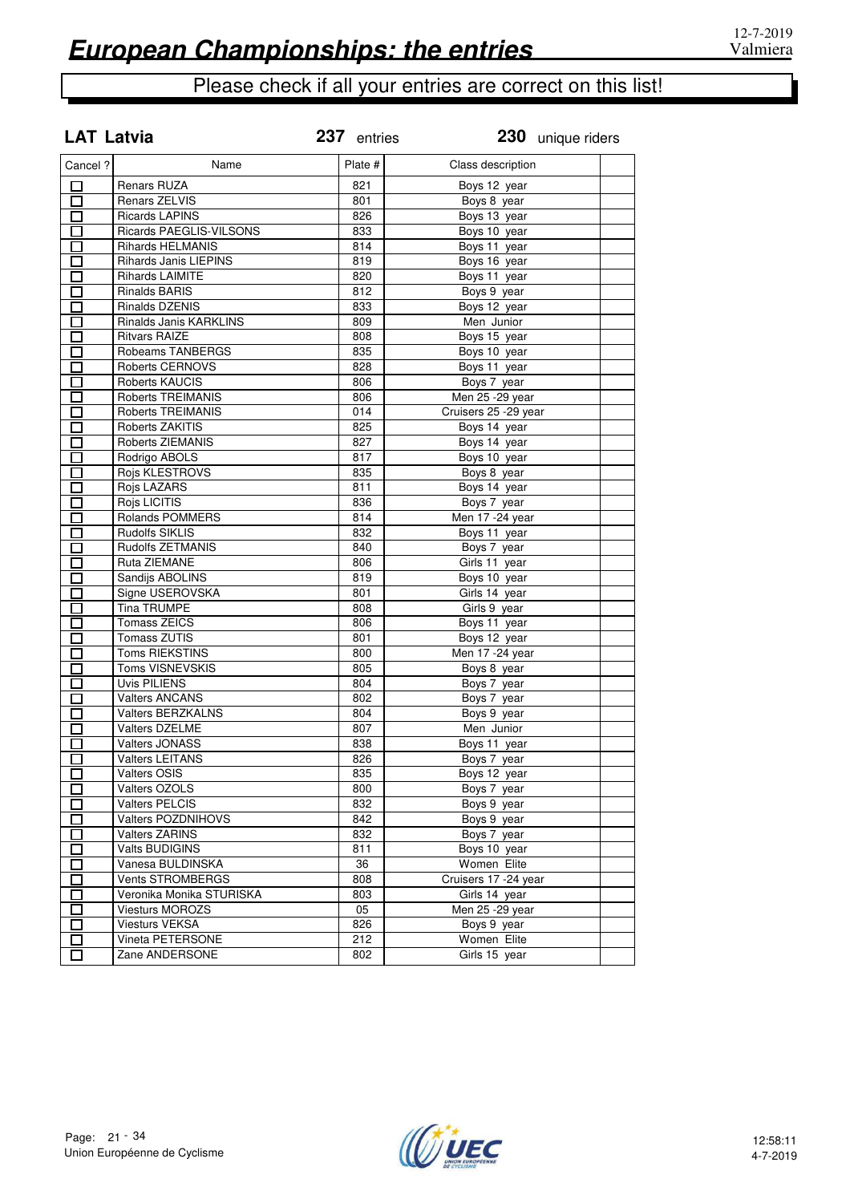# European Championships: the entries

12-7-2019
Valmiera

## Please check if all your entries are correct on this list!

**LAT Latvia** **237** entries **230** unique riders

| Cancel ? | Name | Plate # | Class description | |
|---|---|---|---|---|
| ☐ | Renars RUZA | 821 | Boys 12 year | |
| ☐ | Renars ZELVIS | 801 | Boys 8 year | |
| ☐ | Ricards LAPINS | 826 | Boys 13 year | |
| ☐ | Ricards PAEGLIS-VILSONS | 833 | Boys 10 year | |
| ☐ | Rihards HELMANIS | 814 | Boys 11 year | |
| ☐ | Rihards Janis LIEPINS | 819 | Boys 16 year | |
| ☐ | Rihards LAIMITE | 820 | Boys 11 year | |
| ☐ | Rinalds BARIS | 812 | Boys 9 year | |
| ☐ | Rinalds DZENIS | 833 | Boys 12 year | |
| ☐ | Rinalds Janis KARKLINS | 809 | Men Junior | |
| ☐ | Ritvars RAIZE | 808 | Boys 15 year | |
| ☐ | Robeams TANBERGS | 835 | Boys 10 year | |
| ☐ | Roberts CERNOVS | 828 | Boys 11 year | |
| ☐ | Roberts KAUCIS | 806 | Boys 7 year | |
| ☐ | Roberts TREIMANIS | 806 | Men 25 -29 year | |
| ☐ | Roberts TREIMANIS | 014 | Cruisers 25 -29 year | |
| ☐ | Roberts ZAKITIS | 825 | Boys 14 year | |
| ☐ | Roberts ZIEMANIS | 827 | Boys 14 year | |
| ☐ | Rodrigo ABOLS | 817 | Boys 10 year | |
| ☐ | Rojs KLESTROVS | 835 | Boys 8 year | |
| ☐ | Rojs LAZARS | 811 | Boys 14 year | |
| ☐ | Rojs LICITIS | 836 | Boys 7 year | |
| ☐ | Rolands POMMERS | 814 | Men 17 -24 year | |
| ☐ | Rudolfs SIKLIS | 832 | Boys 11 year | |
| ☐ | Rudolfs ZETMANIS | 840 | Boys 7 year | |
| ☐ | Ruta ZIEMANE | 806 | Girls 11 year | |
| ☐ | Sandijs ABOLINS | 819 | Boys 10 year | |
| ☐ | Signe USEROVSKA | 801 | Girls 14 year | |
| ☐ | Tina TRUMPE | 808 | Girls 9 year | |
| ☐ | Tomass ZEICS | 806 | Boys 11 year | |
| ☐ | Tomass ZUTIS | 801 | Boys 12 year | |
| ☐ | Toms RIEKSTINS | 800 | Men 17 -24 year | |
| ☐ | Toms VISNEVSKIS | 805 | Boys 8 year | |
| ☐ | Uvis PILIENS | 804 | Boys 7 year | |
| ☐ | Valters ANCANS | 802 | Boys 7 year | |
| ☐ | Valters BERZKALNS | 804 | Boys 9 year | |
| ☐ | Valters DZELME | 807 | Men Junior | |
| ☐ | Valters JONASS | 838 | Boys 11 year | |
| ☐ | Valters LEITANS | 826 | Boys 7 year | |
| ☐ | Valters OSIS | 835 | Boys 12 year | |
| ☐ | Valters OZOLS | 800 | Boys 7 year | |
| ☐ | Valters PELCIS | 832 | Boys 9 year | |
| ☐ | Valters POZDNIHOVS | 842 | Boys 9 year | |
| ☐ | Valters ZARINS | 832 | Boys 7 year | |
| ☐ | Valts BUDIGINS | 811 | Boys 10 year | |
| ☐ | Vanesa BULDINSKA | 36 | Women Elite | |
| ☐ | Vents STROMBERGS | 808 | Cruisers 17 -24 year | |
| ☐ | Veronika Monika STURISKA | 803 | Girls 14 year | |
| ☐ | Viesturs MOROZS | 05 | Men 25 -29 year | |
| ☐ | Viesturs VEKSA | 826 | Boys 9 year | |
| ☐ | Vineta PETERSONE | 212 | Women Elite | |
| ☐ | Zane ANDERSONE | 802 | Girls 15 year | |

Union Européenne de Cyclisme

12:58:11
4-7-2019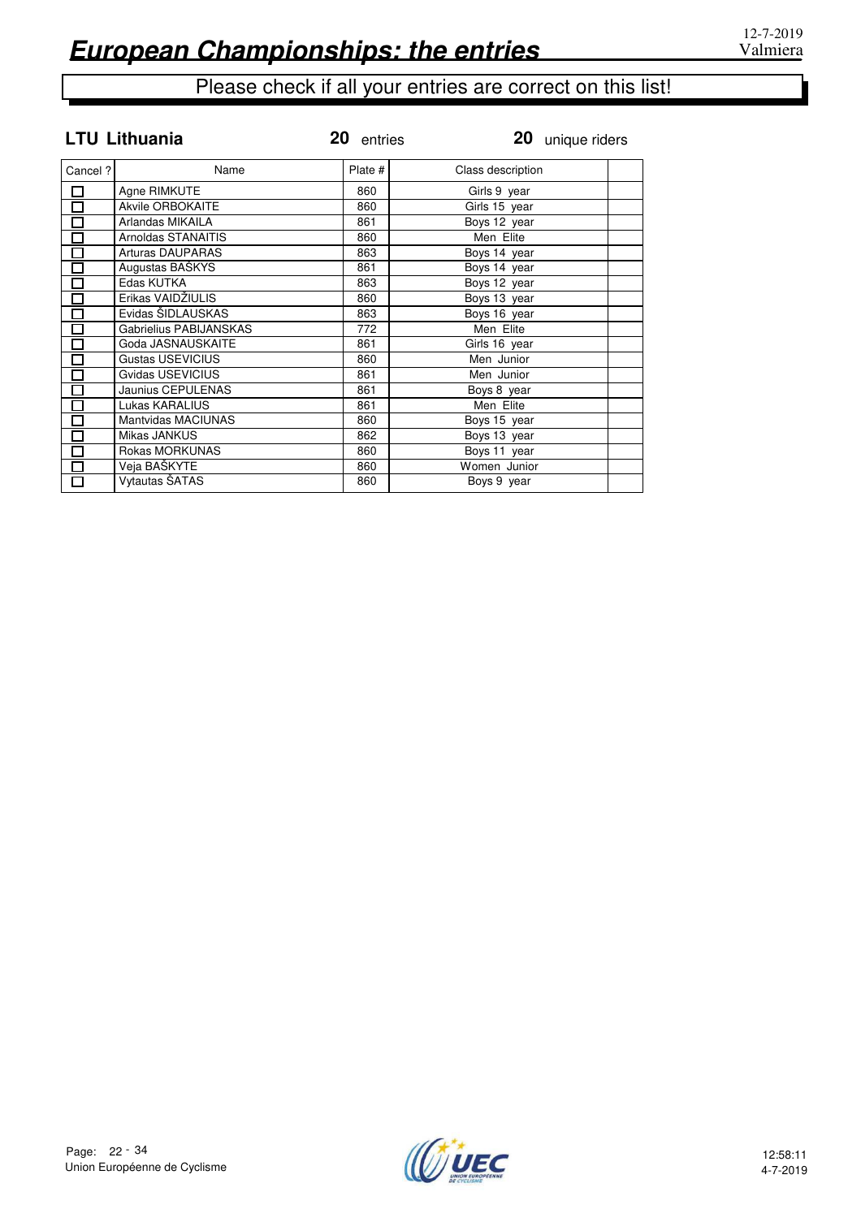# European Championships: the entries

12-7-2019
Valmiera

## Please check if all your entries are correct on this list!

**LTU Lithuania** **20** entries **20** unique riders

| Cancel ? | Name | Plate # | Class description | |
|---|---|---|---|---|
| ☐ | Agne RIMKUTE | 860 | Girls 9 year | |
| ☐ | Akvile ORBOKAITE | 860 | Girls 15 year | |
| ☐ | Arlandas MIKAILA | 861 | Boys 12 year | |
| ☐ | Arnoldas STANAITIS | 860 | Men Elite | |
| ☐ | Arturas DAUPARAS | 863 | Boys 14 year | |
| ☐ | Augustas BAŠKYS | 861 | Boys 14 year | |
| ☐ | Edas KUTKA | 863 | Boys 12 year | |
| ☐ | Erikas VAIDŽIULIS | 860 | Boys 13 year | |
| ☐ | Evidas ŠIDLAUSKAS | 863 | Boys 16 year | |
| ☐ | Gabrielius PABIJANSKAS | 772 | Men Elite | |
| ☐ | Goda JASNAUSKAITE | 861 | Girls 16 year | |
| ☐ | Gustas USEVICIUS | 860 | Men Junior | |
| ☐ | Gvidas USEVICIUS | 861 | Men Junior | |
| ☐ | Jaunius CEPULENAS | 861 | Boys 8 year | |
| ☐ | Lukas KARALIUS | 861 | Men Elite | |
| ☐ | Mantvidas MACIUNAS | 860 | Boys 15 year | |
| ☐ | Mikas JANKUS | 862 | Boys 13 year | |
| ☐ | Rokas MORKUNAS | 860 | Boys 11 year | |
| ☐ | Veja BAŠKYTE | 860 | Women Junior | |
| ☐ | Vytautas ŠATAS | 860 | Boys 9 year | |

Union Européenne de Cyclisme

12:58:11
4-7-2019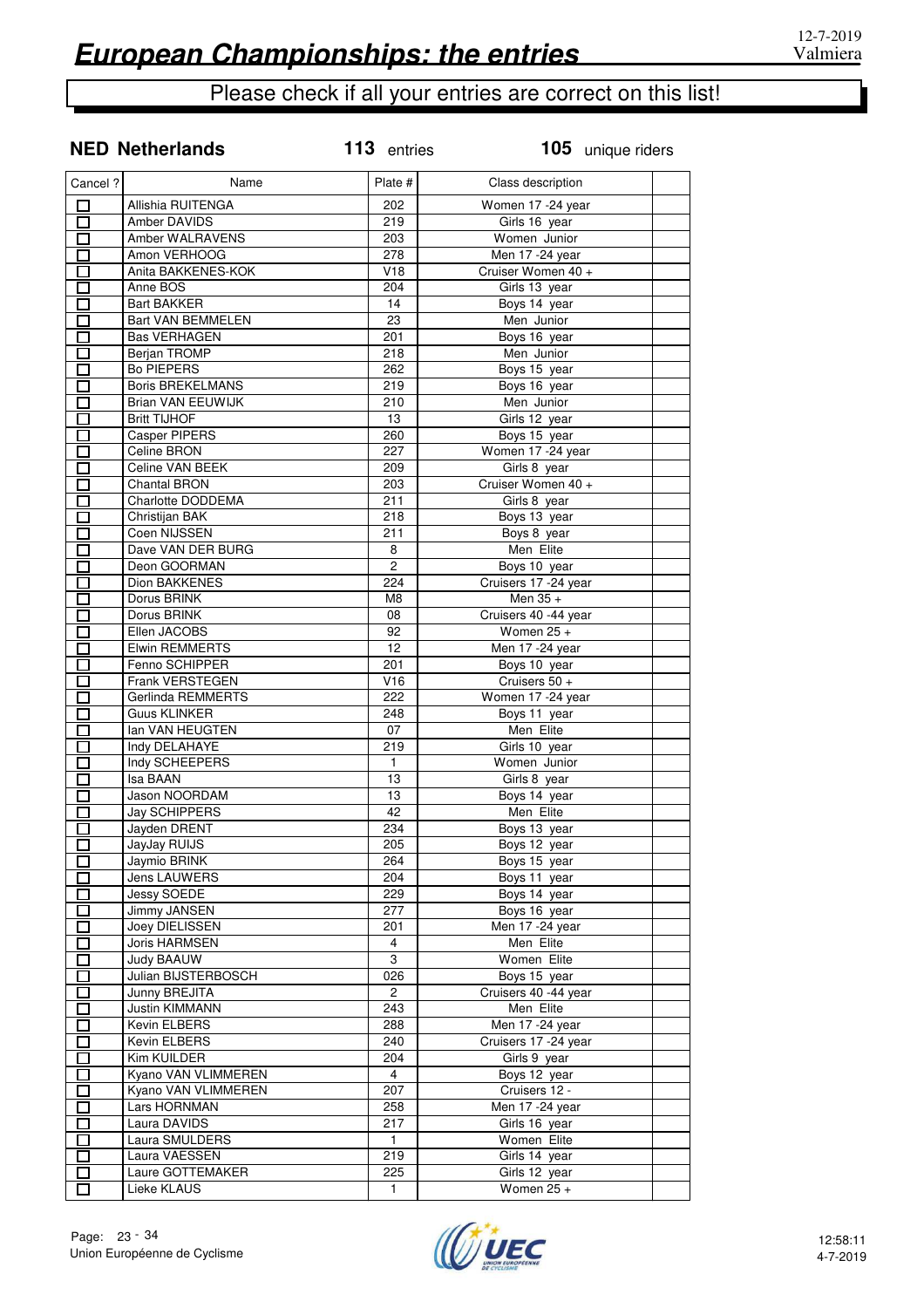# European Championships: the entries

12-7-2019
Valmiera

Please check if all your entries are correct on this list!

**NED Netherlands** **113** entries **105** unique riders

| Cancel ? | Name | Plate # | Class description | |
|---|---|---|---|---|
| ☐ | Allishia RUITENGA | 202 | Women 17 -24 year | |
| ☐ | Amber DAVIDS | 219 | Girls 16 year | |
| ☐ | Amber WALRAVENS | 203 | Women Junior | |
| ☐ | Amon VERHOOG | 278 | Men 17 -24 year | |
| ☐ | Anita BAKKENES-KOK | V18 | Cruiser Women 40 + | |
| ☐ | Anne BOS | 204 | Girls 13 year | |
| ☐ | Bart BAKKER | 14 | Boys 14 year | |
| ☐ | Bart VAN BEMMELEN | 23 | Men Junior | |
| ☐ | Bas VERHAGEN | 201 | Boys 16 year | |
| ☐ | Berjan TROMP | 218 | Men Junior | |
| ☐ | Bo PIEPERS | 262 | Boys 15 year | |
| ☐ | Boris BREKELMANS | 219 | Boys 16 year | |
| ☐ | Brian VAN EEUWIJK | 210 | Men Junior | |
| ☐ | Britt TIJHOF | 13 | Girls 12 year | |
| ☐ | Casper PIPERS | 260 | Boys 15 year | |
| ☐ | Celine BRON | 227 | Women 17 -24 year | |
| ☐ | Celine VAN BEEK | 209 | Girls 8 year | |
| ☐ | Chantal BRON | 203 | Cruiser Women 40 + | |
| ☐ | Charlotte DODDEMA | 211 | Girls 8 year | |
| ☐ | Christijan BAK | 218 | Boys 13 year | |
| ☐ | Coen NIJSSEN | 211 | Boys 8 year | |
| ☐ | Dave VAN DER BURG | 8 | Men Elite | |
| ☐ | Deon GOORMAN | 2 | Boys 10 year | |
| ☐ | Dion BAKKENES | 224 | Cruisers 17 -24 year | |
| ☐ | Dorus BRINK | M8 | Men 35 + | |
| ☐ | Dorus BRINK | 08 | Cruisers 40 -44 year | |
| ☐ | Ellen JACOBS | 92 | Women 25 + | |
| ☐ | Elwin REMMERTS | 12 | Men 17 -24 year | |
| ☐ | Fenno SCHIPPER | 201 | Boys 10 year | |
| ☐ | Frank VERSTEGEN | V16 | Cruisers 50 + | |
| ☐ | Gerlinda REMMERTS | 222 | Women 17 -24 year | |
| ☐ | Guus KLINKER | 248 | Boys 11 year | |
| ☐ | Ian VAN HEUGTEN | 07 | Men Elite | |
| ☐ | Indy DELAHAYE | 219 | Girls 10 year | |
| ☐ | Indy SCHEEPERS | 1 | Women Junior | |
| ☐ | Isa BAAN | 13 | Girls 8 year | |
| ☐ | Jason NOORDAM | 13 | Boys 14 year | |
| ☐ | Jay SCHIPPERS | 42 | Men Elite | |
| ☐ | Jayden DRENT | 234 | Boys 13 year | |
| ☐ | JayJay RUIJS | 205 | Boys 12 year | |
| ☐ | Jaymio BRINK | 264 | Boys 15 year | |
| ☐ | Jens LAUWERS | 204 | Boys 11 year | |
| ☐ | Jessy SOEDE | 229 | Boys 14 year | |
| ☐ | Jimmy JANSEN | 277 | Boys 16 year | |
| ☐ | Joey DIELISSEN | 201 | Men 17 -24 year | |
| ☐ | Joris HARMSEN | 4 | Men Elite | |
| ☐ | Judy BAAUW | 3 | Women Elite | |
| ☐ | Julian BIJSTERBOSCH | 026 | Boys 15 year | |
| ☐ | Junny BREJITA | 2 | Cruisers 40 -44 year | |
| ☐ | Justin KIMMANN | 243 | Men Elite | |
| ☐ | Kevin ELBERS | 288 | Men 17 -24 year | |
| ☐ | Kevin ELBERS | 240 | Cruisers 17 -24 year | |
| ☐ | Kim KUILDER | 204 | Girls 9 year | |
| ☐ | Kyano VAN VLIMMEREN | 4 | Boys 12 year | |
| ☐ | Kyano VAN VLIMMEREN | 207 | Cruisers 12 - | |
| ☐ | Lars HORNMAN | 258 | Men 17 -24 year | |
| ☐ | Laura DAVIDS | 217 | Girls 16 year | |
| ☐ | Laura SMULDERS | 1 | Women Elite | |
| ☐ | Laura VAESSEN | 219 | Girls 14 year | |
| ☐ | Laure GOTTEMAKER | 225 | Girls 12 year | |
| ☐ | Lieke KLAUS | 1 | Women 25 + | |

Union Européenne de Cyclisme

12:58:11
4-7-2019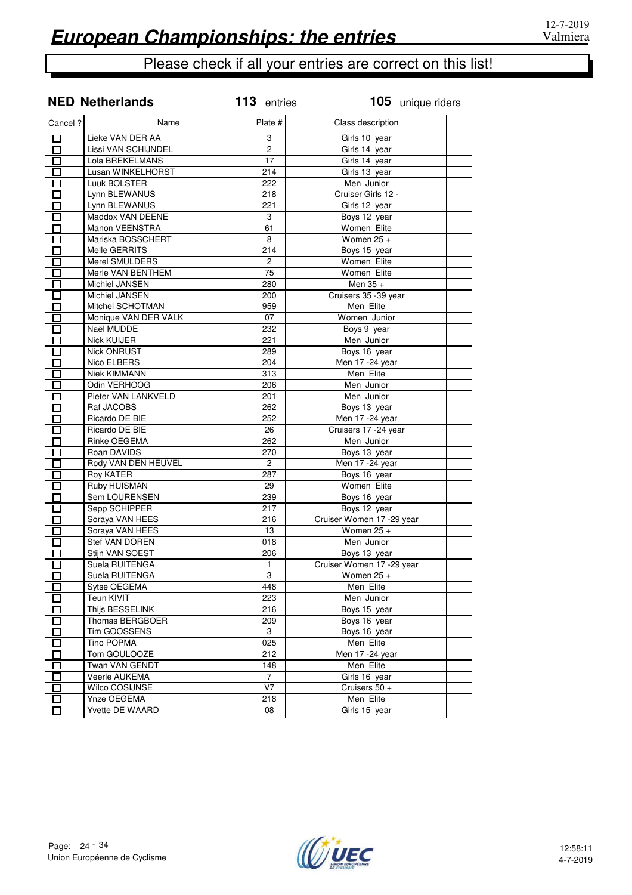# European Championships: the entries

12-7-2019
Valmiera

Please check if all your entries are correct on this list!

**NED Netherlands** **113** entries **105** unique riders

| Cancel ? | Name | Plate # | Class description | |
|---|---|---|---|---|
| ☐ | Lieke VAN DER AA | 3 | Girls 10 year | |
| ☐ | Lissi VAN SCHIJNDEL | 2 | Girls 14 year | |
| ☐ | Lola BREKELMANS | 17 | Girls 14 year | |
| ☐ | Lusan WINKELHORST | 214 | Girls 13 year | |
| ☐ | Luuk BOLSTER | 222 | Men Junior | |
| ☐ | Lynn BLEWANUS | 218 | Cruiser Girls 12 - | |
| ☐ | Lynn BLEWANUS | 221 | Girls 12 year | |
| ☐ | Maddox VAN DEENE | 3 | Boys 12 year | |
| ☐ | Manon VEENSTRA | 61 | Women Elite | |
| ☐ | Mariska BOSSCHERT | 8 | Women 25 + | |
| ☐ | Melle GERRITS | 214 | Boys 15 year | |
| ☐ | Merel SMULDERS | 2 | Women Elite | |
| ☐ | Merle VAN BENTHEM | 75 | Women Elite | |
| ☐ | Michiel JANSEN | 280 | Men 35 + | |
| ☐ | Michiel JANSEN | 200 | Cruisers 35 -39 year | |
| ☐ | Mitchel SCHOTMAN | 959 | Men Elite | |
| ☐ | Monique VAN DER VALK | 07 | Women Junior | |
| ☐ | Naël MUDDE | 232 | Boys 9 year | |
| ☐ | Nick KUIJER | 221 | Men Junior | |
| ☐ | Nick ONRUST | 289 | Boys 16 year | |
| ☐ | Nico ELBERS | 204 | Men 17 -24 year | |
| ☐ | Niek KIMMANN | 313 | Men Elite | |
| ☐ | Odin VERHOOG | 206 | Men Junior | |
| ☐ | Pieter VAN LANKVELD | 201 | Men Junior | |
| ☐ | Raf JACOBS | 262 | Boys 13 year | |
| ☐ | Ricardo DE BIE | 252 | Men 17 -24 year | |
| ☐ | Ricardo DE BIE | 26 | Cruisers 17 -24 year | |
| ☐ | Rinke OEGEMA | 262 | Men Junior | |
| ☐ | Roan DAVIDS | 270 | Boys 13 year | |
| ☐ | Rody VAN DEN HEUVEL | 2 | Men 17 -24 year | |
| ☐ | Roy KATER | 287 | Boys 16 year | |
| ☐ | Ruby HUISMAN | 29 | Women Elite | |
| ☐ | Sem LOURENSEN | 239 | Boys 16 year | |
| ☐ | Sepp SCHIPPER | 217 | Boys 12 year | |
| ☐ | Soraya VAN HEES | 216 | Cruiser Women 17 -29 year | |
| ☐ | Soraya VAN HEES | 13 | Women 25 + | |
| ☐ | Stef VAN DOREN | 018 | Men Junior | |
| ☐ | Stijn VAN SOEST | 206 | Boys 13 year | |
| ☐ | Suela RUITENGA | 1 | Cruiser Women 17 -29 year | |
| ☐ | Suela RUITENGA | 3 | Women 25 + | |
| ☐ | Sytse OEGEMA | 448 | Men Elite | |
| ☐ | Teun KIVIT | 223 | Men Junior | |
| ☐ | Thijs BESSELINK | 216 | Boys 15 year | |
| ☐ | Thomas BERGBOER | 209 | Boys 16 year | |
| ☐ | Tim GOOSSENS | 3 | Boys 16 year | |
| ☐ | Tino POPMA | 025 | Men Elite | |
| ☐ | Tom GOULOOZE | 212 | Men 17 -24 year | |
| ☐ | Twan VAN GENDT | 148 | Men Elite | |
| ☐ | Veerle AUKEMA | 7 | Girls 16 year | |
| ☐ | Wilco COSIJNSE | V7 | Cruisers 50 + | |
| ☐ | Ynze OEGEMA | 218 | Men Elite | |
| ☐ | Yvette DE WAARD | 08 | Girls 15 year | |

Union Européenne de Cyclisme

12:58:11
4-7-2019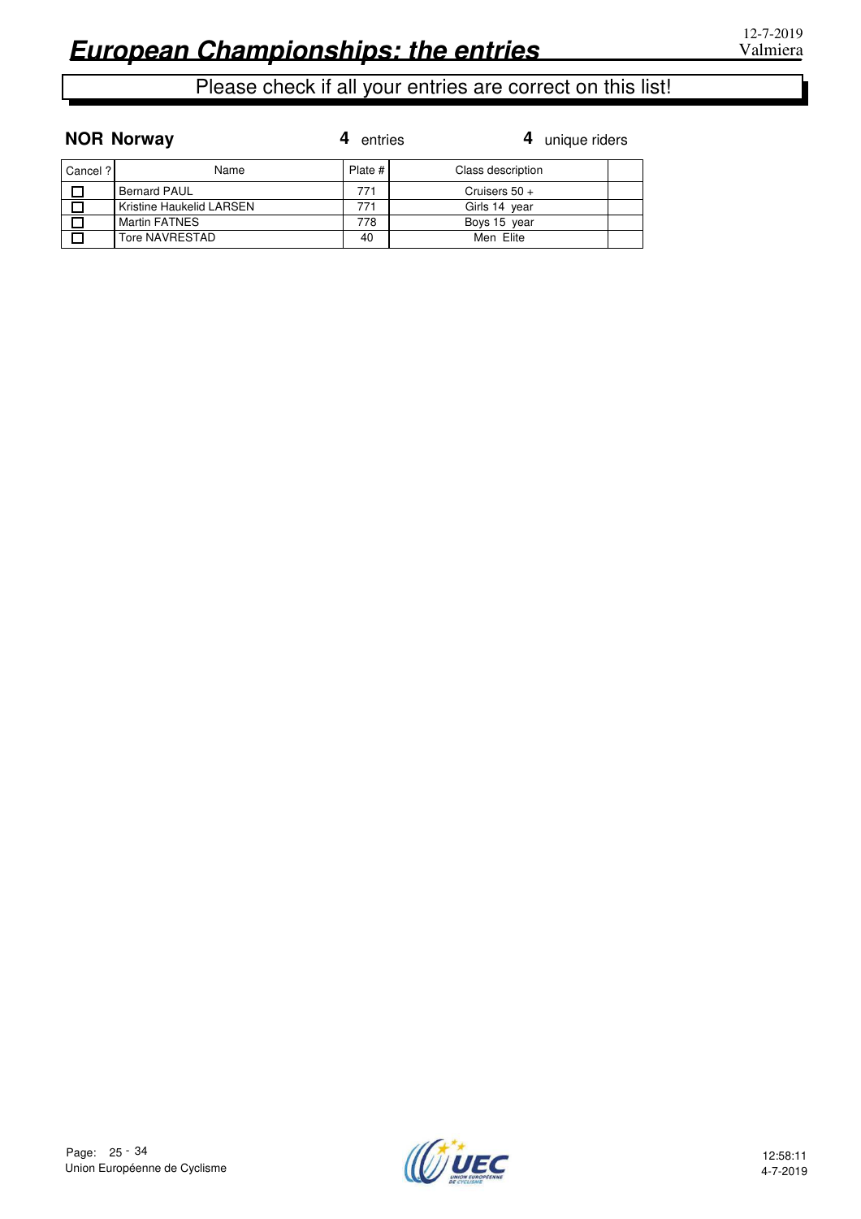# European Championships: the entries

12-7-2019
Valmiera

Please check if all your entries are correct on this list!

**NOR Norway** **4** entries **4** unique riders

| Cancel ? | Name | Plate # | Class description | |
|---|---|---|---|---|
| ☐ | Bernard PAUL | 771 | Cruisers 50 + | |
| ☐ | Kristine Haukelid LARSEN | 771 | Girls 14 year | |
| ☐ | Martin FATNES | 778 | Boys 15 year | |
| ☐ | Tore NAVRESTAD | 40 | Men Elite | |

Union Européenne de Cyclisme

12:58:11
4-7-2019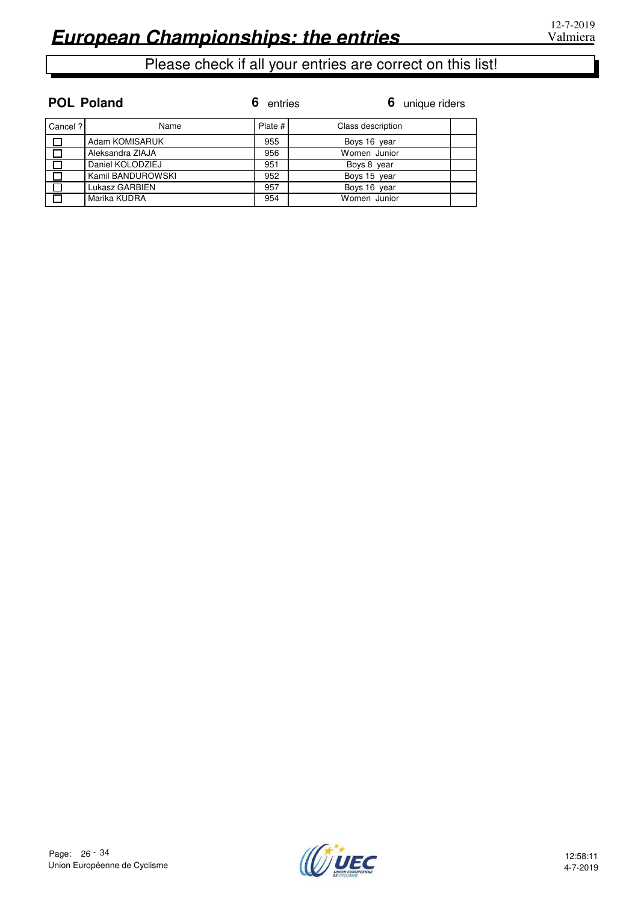# European Championships: the entries

12-7-2019
Valmiera

Please check if all your entries are correct on this list!

**POL Poland** — **6** entries — **6** unique riders

| Cancel ? | Name | Plate # | Class description | |
|---|---|---|---|---|
| ☐ | Adam KOMISARUK | 955 | Boys 16 year | |
| ☐ | Aleksandra ZIAJA | 956 | Women Junior | |
| ☐ | Daniel KOLODZIEJ | 951 | Boys 8 year | |
| ☐ | Kamil BANDUROWSKI | 952 | Boys 15 year | |
| ☐ | Lukasz GARBIEN | 957 | Boys 16 year | |
| ☐ | Marika KUDRA | 954 | Women Junior | |

Union Européenne de Cyclisme

12:58:11
4-7-2019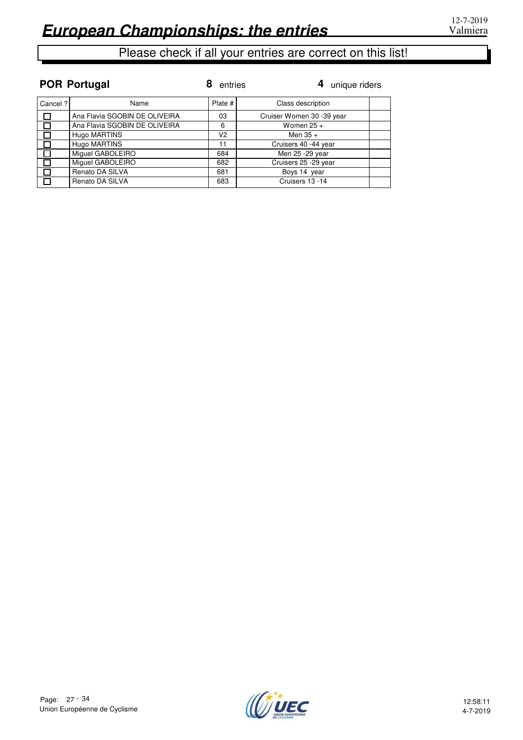# European Championships: the entries

12-7-2019
Valmiera

Please check if all your entries are correct on this list!

**POR Portugal** **8** entries **4** unique riders

| Cancel ? | Name | Plate # | Class description | |
|---|---|---|---|---|
| ☐ | Ana Flavia SGOBIN DE OLIVEIRA | 03 | Cruiser Women 30 -39 year | |
| ☐ | Ana Flavia SGOBIN DE OLIVEIRA | 6 | Women 25 + | |
| ☐ | Hugo MARTINS | V2 | Men 35 + | |
| ☐ | Hugo MARTINS | 11 | Cruisers 40 -44 year | |
| ☐ | Miguel GABOLEIRO | 684 | Men 25 -29 year | |
| ☐ | Miguel GABOLEIRO | 682 | Cruisers 25 -29 year | |
| ☐ | Renato DA SILVA | 681 | Boys 14 year | |
| ☐ | Renato DA SILVA | 683 | Cruisers 13 -14 | |

Union Européenne de Cyclisme

12:58:11
4-7-2019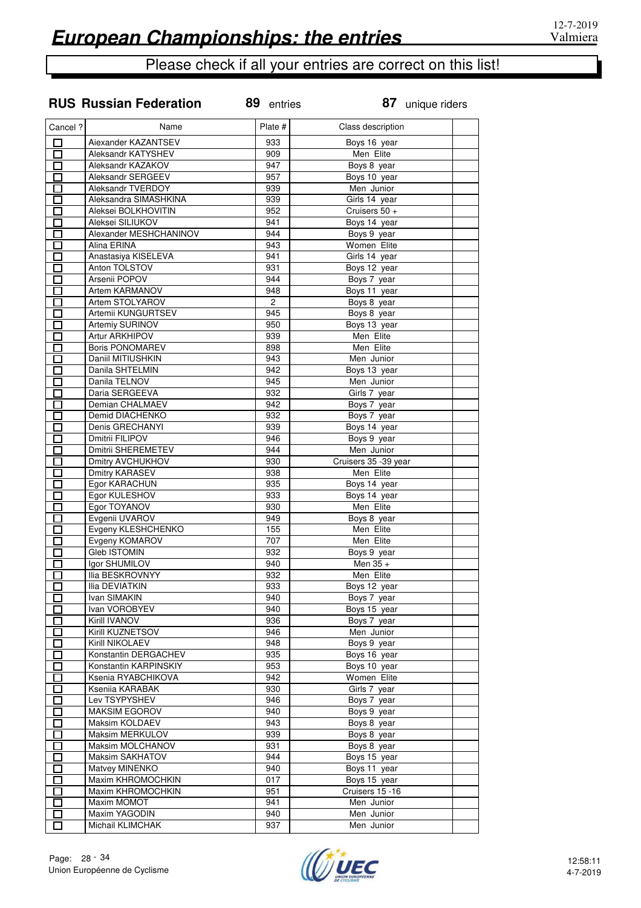# European Championships: the entries

12-7-2019
Valmiera

Please check if all your entries are correct on this list!

**RUS Russian Federation** 89 entries 87 unique riders

| Cancel ? | Name | Plate # | Class description | |
|---|---|---|---|---|
| ☐ | Aiexander KAZANTSEV | 933 | Boys 16 year | |
| ☐ | Aleksandr KATYSHEV | 909 | Men Elite | |
| ☐ | Aleksandr KAZAKOV | 947 | Boys 8 year | |
| ☐ | Aleksandr SERGEEV | 957 | Boys 10 year | |
| ☐ | Aleksandr TVERDOY | 939 | Men Junior | |
| ☐ | Aleksandra SIMASHKINA | 939 | Girls 14 year | |
| ☐ | Aleksei BOLKHOVITIN | 952 | Cruisers 50 + | |
| ☐ | Aleksei SILIUKOV | 941 | Boys 14 year | |
| ☐ | Alexander MESHCHANINOV | 944 | Boys 9 year | |
| ☐ | Alina ERINA | 943 | Women Elite | |
| ☐ | Anastasiya KISELEVA | 941 | Girls 14 year | |
| ☐ | Anton TOLSTOV | 931 | Boys 12 year | |
| ☐ | Arsenii POPOV | 944 | Boys 7 year | |
| ☐ | Artem KARMANOV | 948 | Boys 11 year | |
| ☐ | Artem STOLYAROV | 2 | Boys 8 year | |
| ☐ | Artemii KUNGURTSEV | 945 | Boys 8 year | |
| ☐ | Artemiy SURINOV | 950 | Boys 13 year | |
| ☐ | Artur ARKHIPOV | 939 | Men Elite | |
| ☐ | Boris PONOMAREV | 898 | Men Elite | |
| ☐ | Daniil MITIUSHKIN | 943 | Men Junior | |
| ☐ | Danila SHTELMIN | 942 | Boys 13 year | |
| ☐ | Danila TELNOV | 945 | Men Junior | |
| ☐ | Daria SERGEEVA | 932 | Girls 7 year | |
| ☐ | Demian CHALMAEV | 942 | Boys 7 year | |
| ☐ | Demid DIACHENKO | 932 | Boys 7 year | |
| ☐ | Denis GRECHANYI | 939 | Boys 14 year | |
| ☐ | Dmitrii FILIPOV | 946 | Boys 9 year | |
| ☐ | Dmitrii SHEREMETEV | 944 | Men Junior | |
| ☐ | Dmitry AVCHUKHOV | 930 | Cruisers 35 -39 year | |
| ☐ | Dmitry KARASEV | 938 | Men Elite | |
| ☐ | Egor KARACHUN | 935 | Boys 14 year | |
| ☐ | Egor KULESHOV | 933 | Boys 14 year | |
| ☐ | Egor TOYANOV | 930 | Men Elite | |
| ☐ | Evgenii UVAROV | 949 | Boys 8 year | |
| ☐ | Evgeny KLESHCHENKO | 155 | Men Elite | |
| ☐ | Evgeny KOMAROV | 707 | Men Elite | |
| ☐ | Gleb ISTOMIN | 932 | Boys 9 year | |
| ☐ | Igor SHUMILOV | 940 | Men 35 + | |
| ☐ | Ilia BESKROVNYY | 932 | Men Elite | |
| ☐ | Ilia DEVIATKIN | 933 | Boys 12 year | |
| ☐ | Ivan SIMAKIN | 940 | Boys 7 year | |
| ☐ | Ivan VOROBYEV | 940 | Boys 15 year | |
| ☐ | Kirill IVANOV | 936 | Boys 7 year | |
| ☐ | Kirill KUZNETSOV | 946 | Men Junior | |
| ☐ | Kirill NIKOLAEV | 948 | Boys 9 year | |
| ☐ | Konstantin DERGACHEV | 935 | Boys 16 year | |
| ☐ | Konstantin KARPINSKIY | 953 | Boys 10 year | |
| ☐ | Ksenia RYABCHIKOVA | 942 | Women Elite | |
| ☐ | Kseniia KARABAK | 930 | Girls 7 year | |
| ☐ | Lev TSYPYSHEV | 946 | Boys 7 year | |
| ☐ | MAKSIM EGOROV | 940 | Boys 9 year | |
| ☐ | Maksim KOLDAEV | 943 | Boys 8 year | |
| ☐ | Maksim MERKULOV | 939 | Boys 8 year | |
| ☐ | Maksim MOLCHANOV | 931 | Boys 8 year | |
| ☐ | Maksim SAKHATOV | 944 | Boys 15 year | |
| ☐ | Matvey MINENKO | 940 | Boys 11 year | |
| ☐ | Maxim KHROMOCHKIN | 017 | Boys 15 year | |
| ☐ | Maxim KHROMOCHKIN | 951 | Cruisers 15 -16 | |
| ☐ | Maxim MOMOT | 941 | Men Junior | |
| ☐ | Maxim YAGODIN | 940 | Men Junior | |
| ☐ | Michail KLIMCHAK | 937 | Men Junior | |

Union Européenne de Cyclisme

12:58:11
4-7-2019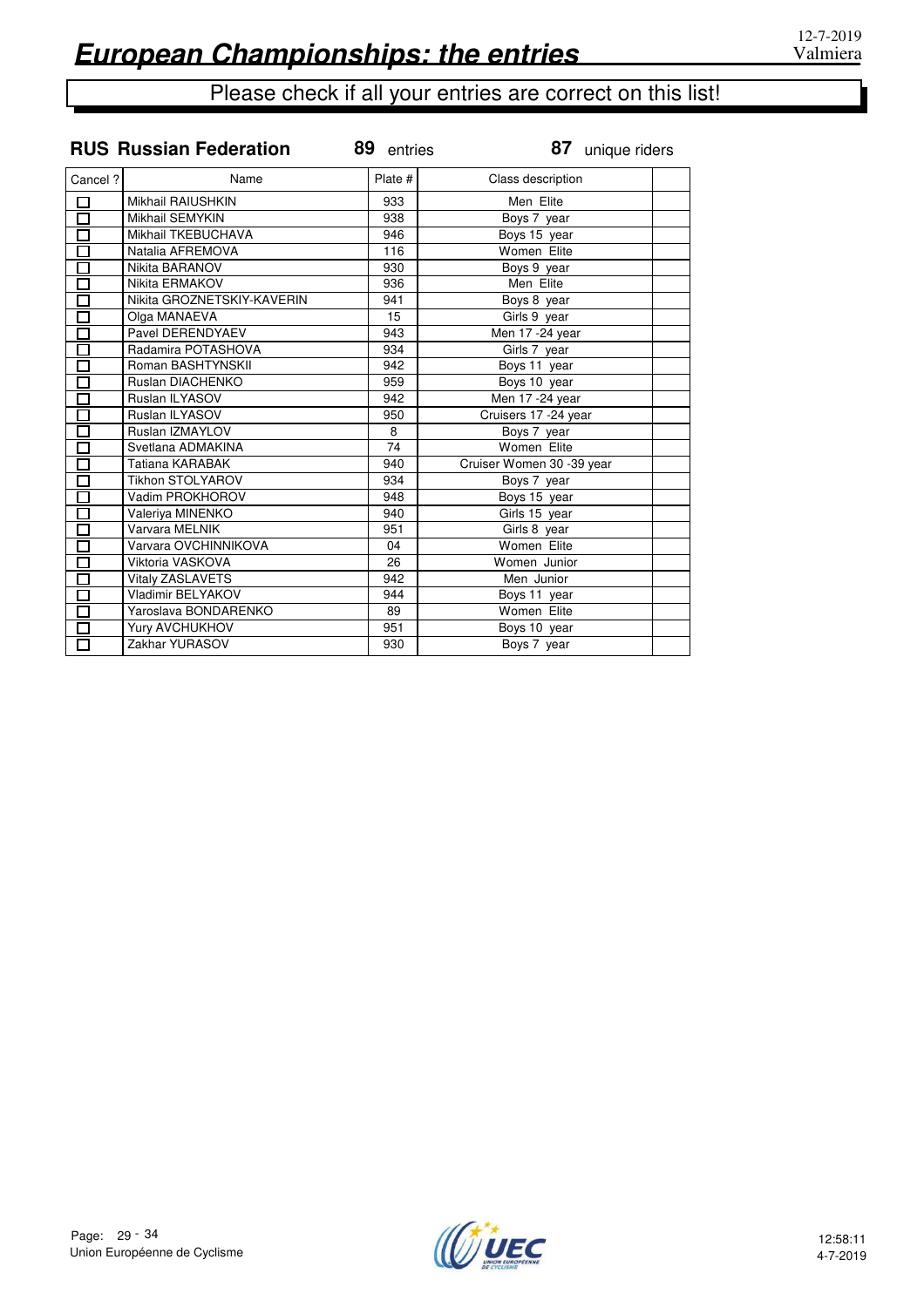# European Championships: the entries

12-7-2019
Valmiera

Please check if all your entries are correct on this list!

## RUS Russian Federation

**89** entries **87** unique riders

| Cancel ? | Name | Plate # | Class description | |
|---|---|---|---|---|
| ☐ | Mikhail RAIUSHKIN | 933 | Men Elite | |
| ☐ | Mikhail SEMYKIN | 938 | Boys 7 year | |
| ☐ | Mikhail TKEBUCHAVA | 946 | Boys 15 year | |
| ☐ | Natalia AFREMOVA | 116 | Women Elite | |
| ☐ | Nikita BARANOV | 930 | Boys 9 year | |
| ☐ | Nikita ERMAKOV | 936 | Men Elite | |
| ☐ | Nikita GROZNETSKIY-KAVERIN | 941 | Boys 8 year | |
| ☐ | Olga MANAEVA | 15 | Girls 9 year | |
| ☐ | Pavel DERENDYAEV | 943 | Men 17 -24 year | |
| ☐ | Radamira POTASHOVA | 934 | Girls 7 year | |
| ☐ | Roman BASHTYNSKII | 942 | Boys 11 year | |
| ☐ | Ruslan DIACHENKO | 959 | Boys 10 year | |
| ☐ | Ruslan ILYASOV | 942 | Men 17 -24 year | |
| ☐ | Ruslan ILYASOV | 950 | Cruisers 17 -24 year | |
| ☐ | Ruslan IZMAYLOV | 8 | Boys 7 year | |
| ☐ | Svetlana ADMAKINA | 74 | Women Elite | |
| ☐ | Tatiana KARABAK | 940 | Cruiser Women 30 -39 year | |
| ☐ | Tikhon STOLYAROV | 934 | Boys 7 year | |
| ☐ | Vadim PROKHOROV | 948 | Boys 15 year | |
| ☐ | Valeriya MINENKO | 940 | Girls 15 year | |
| ☐ | Varvara MELNIK | 951 | Girls 8 year | |
| ☐ | Varvara OVCHINNIKOVA | 04 | Women Elite | |
| ☐ | Viktoria VASKOVA | 26 | Women Junior | |
| ☐ | Vitaly ZASLAVETS | 942 | Men Junior | |
| ☐ | Vladimir BELYAKOV | 944 | Boys 11 year | |
| ☐ | Yaroslava BONDARENKO | 89 | Women Elite | |
| ☐ | Yury AVCHUKHOV | 951 | Boys 10 year | |
| ☐ | Zakhar YURASOV | 930 | Boys 7 year | |

Union Européenne de Cyclisme

12:58:11
4-7-2019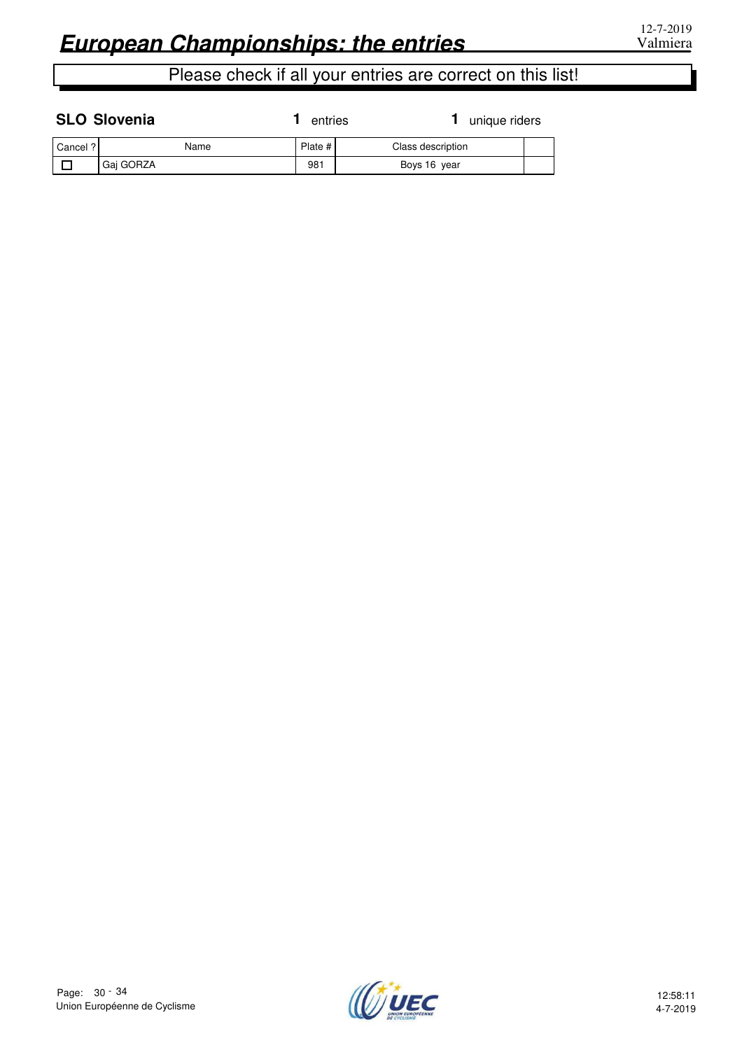# *European Championships: the entries*

12-7-2019
Valmiera

Please check if all your entries are correct on this list!

**SLO Slovenia** **1** entries **1** unique riders

| Cancel ? | Name | Plate # | Class description | |
|---|---|---|---|---|
| ☐ | Gaj GORZA | 981 | Boys 16 year | |

Union Européenne de Cyclisme

12:58:11
4-7-2019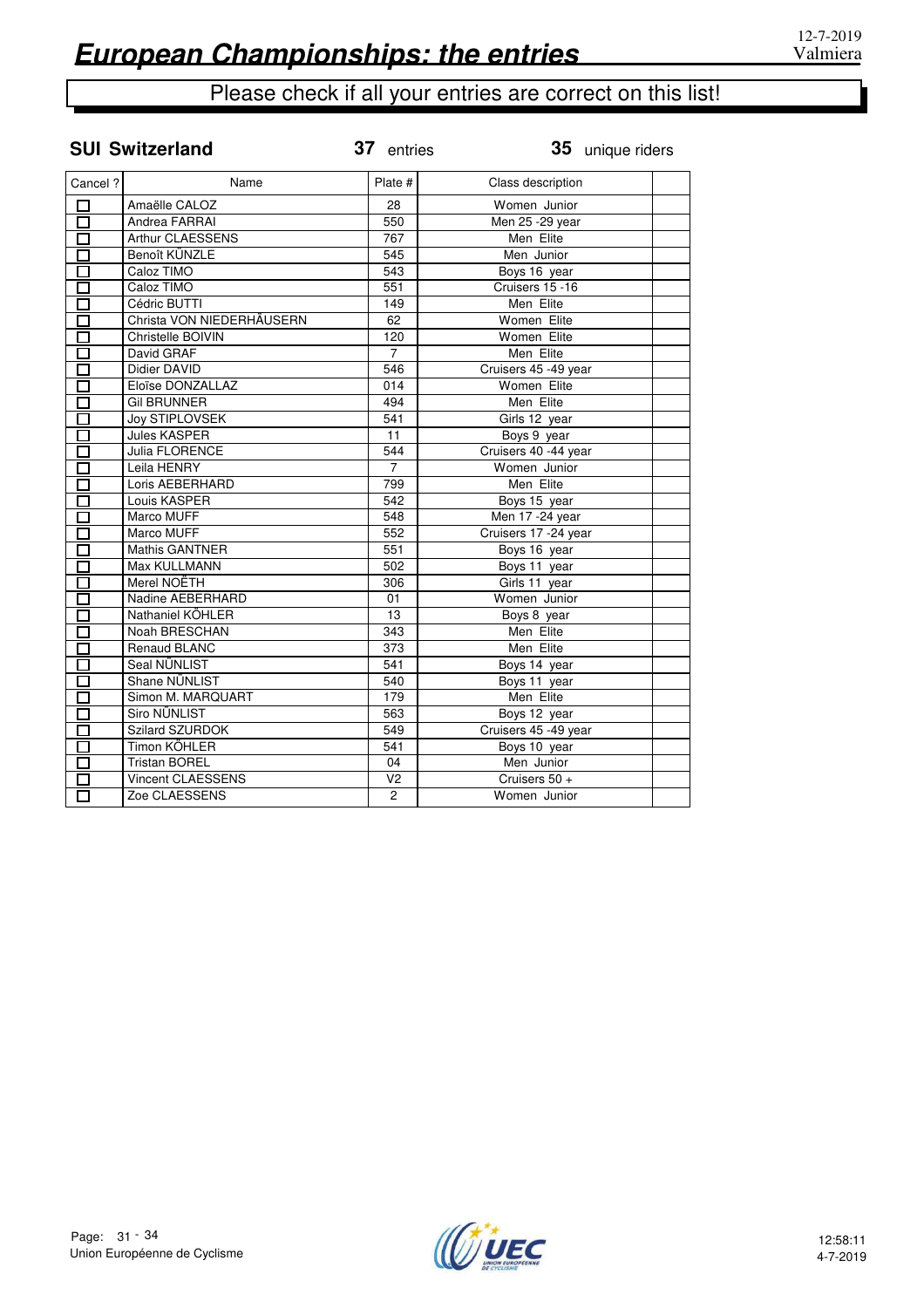# European Championships: the entries

12-7-2019
Valmiera

Please check if all your entries are correct on this list!

**SUI Switzerland** **37** entries **35** unique riders

| Cancel ? | Name | Plate # | Class description | |
|---|---|---|---|---|
| ☐ | Amaëlle CALOZ | 28 | Women Junior | |
| ☐ | Andrea FARRAI | 550 | Men 25 -29 year | |
| ☐ | Arthur CLAESSENS | 767 | Men Elite | |
| ☐ | Benoît KÜNZLE | 545 | Men Junior | |
| ☐ | Caloz TIMO | 543 | Boys 16 year | |
| ☐ | Caloz TIMO | 551 | Cruisers 15 -16 | |
| ☐ | Cédric BUTTI | 149 | Men Elite | |
| ☐ | Christa VON NIEDERHÄUSERN | 62 | Women Elite | |
| ☐ | Christelle BOIVIN | 120 | Women Elite | |
| ☐ | David GRAF | 7 | Men Elite | |
| ☐ | Didier DAVID | 546 | Cruisers 45 -49 year | |
| ☐ | Eloïse DONZALLAZ | 014 | Women Elite | |
| ☐ | Gil BRUNNER | 494 | Men Elite | |
| ☐ | Joy STIPLOVSEK | 541 | Girls 12 year | |
| ☐ | Jules KASPER | 11 | Boys 9 year | |
| ☐ | Julia FLORENCE | 544 | Cruisers 40 -44 year | |
| ☐ | Leila HENRY | 7 | Women Junior | |
| ☐ | Loris AEBERHARD | 799 | Men Elite | |
| ☐ | Louis KASPER | 542 | Boys 15 year | |
| ☐ | Marco MUFF | 548 | Men 17 -24 year | |
| ☐ | Marco MUFF | 552 | Cruisers 17 -24 year | |
| ☐ | Mathis GANTNER | 551 | Boys 16 year | |
| ☐ | Max KULLMANN | 502 | Boys 11 year | |
| ☐ | Merel NOËTH | 306 | Girls 11 year | |
| ☐ | Nadine AEBERHARD | 01 | Women Junior | |
| ☐ | Nathaniel KÖHLER | 13 | Boys 8 year | |
| ☐ | Noah BRESCHAN | 343 | Men Elite | |
| ☐ | Renaud BLANC | 373 | Men Elite | |
| ☐ | Seal NÜNLIST | 541 | Boys 14 year | |
| ☐ | Shane NÜNLIST | 540 | Boys 11 year | |
| ☐ | Simon M. MARQUART | 179 | Men Elite | |
| ☐ | Siro NÜNLIST | 563 | Boys 12 year | |
| ☐ | Szilard SZURDOK | 549 | Cruisers 45 -49 year | |
| ☐ | Timon KÖHLER | 541 | Boys 10 year | |
| ☐ | Tristan BOREL | 04 | Men Junior | |
| ☐ | Vincent CLAESSENS | V2 | Cruisers 50 + | |
| ☐ | Zoe CLAESSENS | 2 | Women Junior | |

Union Européenne de Cyclisme

12:58:11
4-7-2019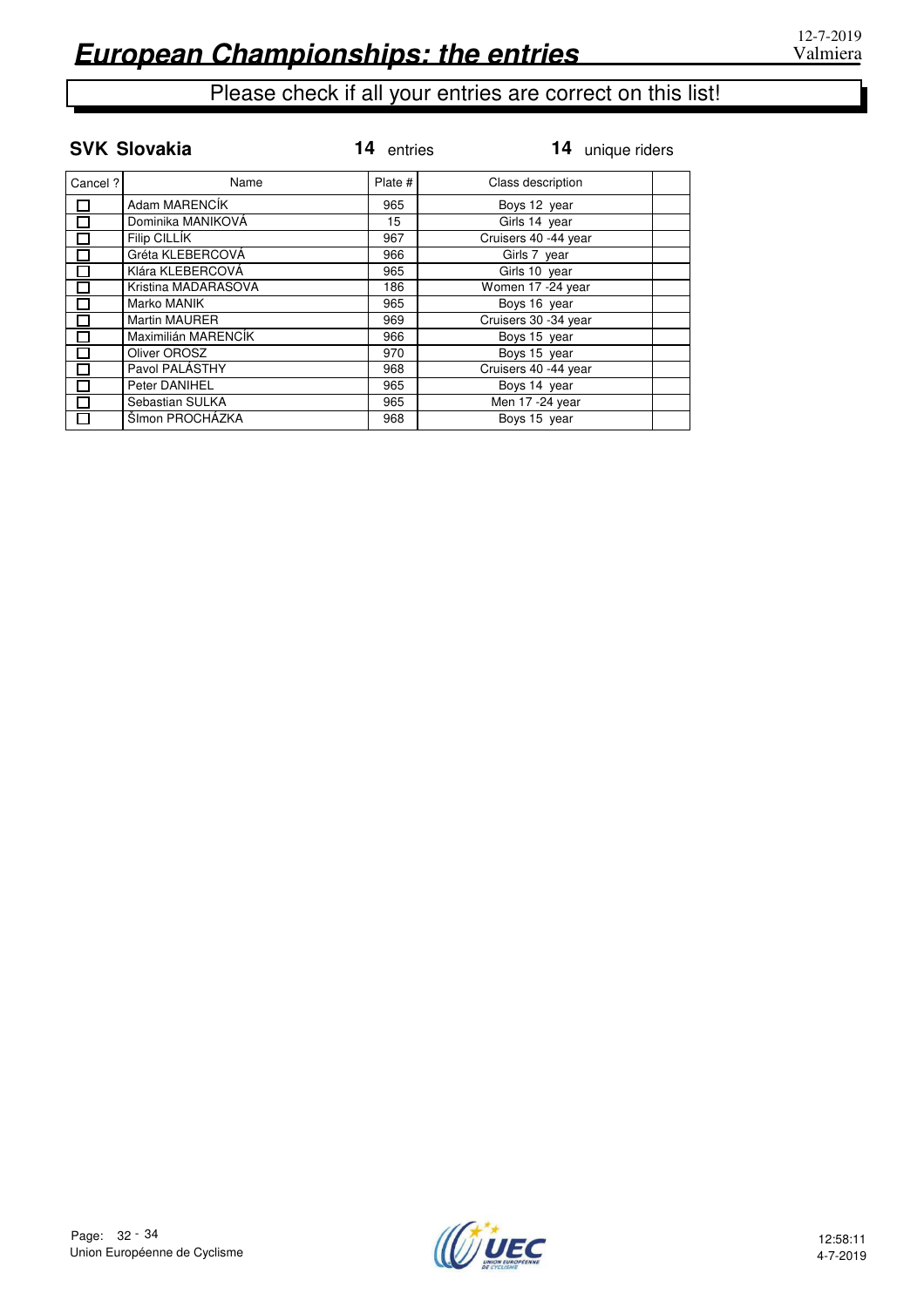# European Championships: the entries

12-7-2019
Valmiera

Please check if all your entries are correct on this list!

**SVK Slovakia** — **14** entries — **14** unique riders

| Cancel ? | Name | Plate # | Class description | |
|---|---|---|---|---|
| ☐ | Adam MARENCÍK | 965 | Boys 12 year | |
| ☐ | Dominika MANIKOVÁ | 15 | Girls 14 year | |
| ☐ | Filip CILLÍK | 967 | Cruisers 40 -44 year | |
| ☐ | Gréta KLEBERCOVÁ | 966 | Girls 7 year | |
| ☐ | Klára KLEBERCOVÁ | 965 | Girls 10 year | |
| ☐ | Kristina MADARASOVA | 186 | Women 17 -24 year | |
| ☐ | Marko MANIK | 965 | Boys 16 year | |
| ☐ | Martin MAURER | 969 | Cruisers 30 -34 year | |
| ☐ | Maximilián MARENCÍK | 966 | Boys 15 year | |
| ☐ | Oliver OROSZ | 970 | Boys 15 year | |
| ☐ | Pavol PALÁSTHY | 968 | Cruisers 40 -44 year | |
| ☐ | Peter DANIHEL | 965 | Boys 14 year | |
| ☐ | Sebastian SULKA | 965 | Men 17 -24 year | |
| ☐ | ŠImon PROCHÁZKA | 968 | Boys 15 year | |

Union Européenne de Cyclisme

12:58:11
4-7-2019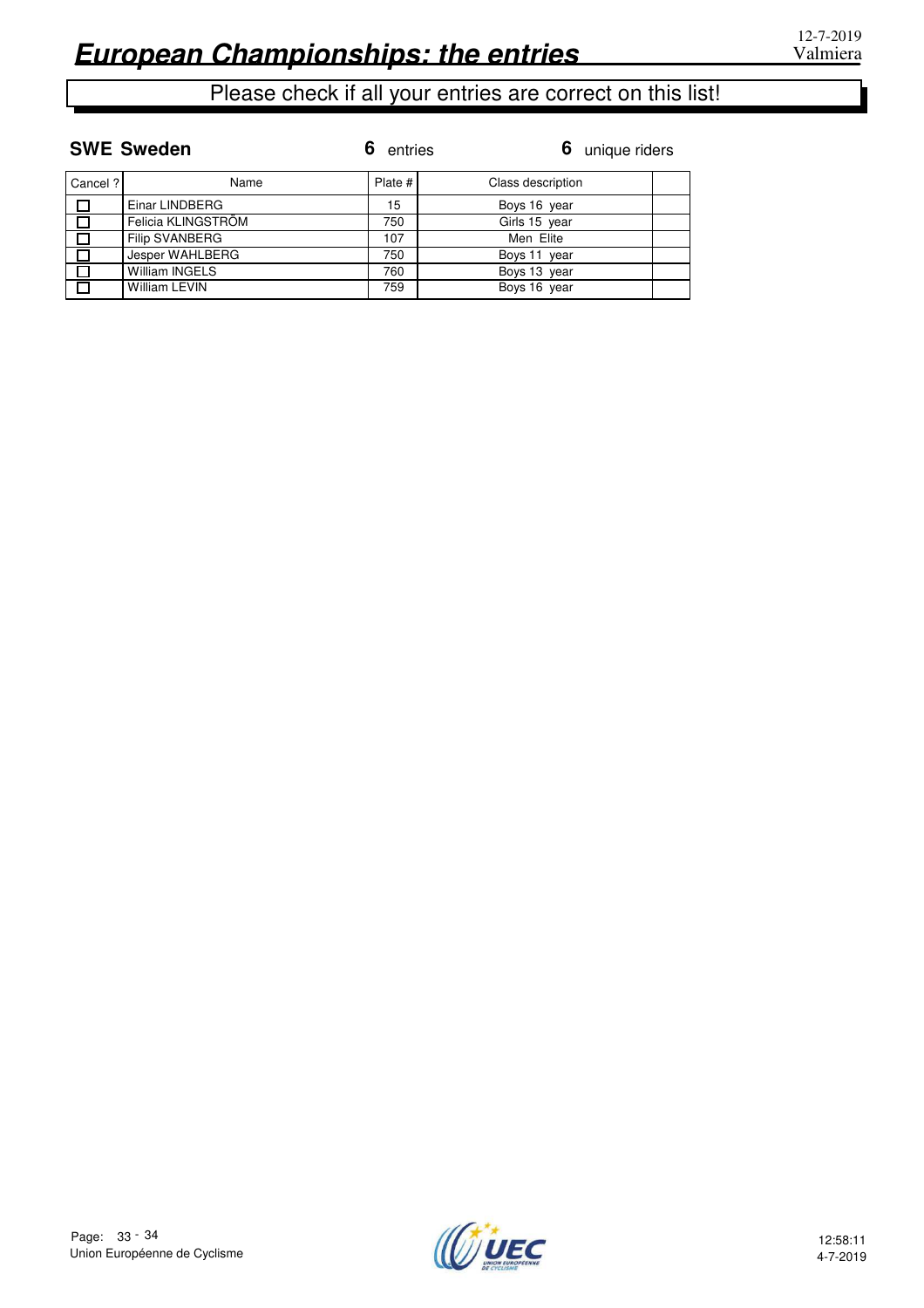# European Championships: the entries

Please check if all your entries are correct on this list!

**SWE Sweden** — **6** entries — **6** unique riders

| Cancel ? | Name | Plate # | Class description | |
|---|---|---|---|---|
| ☐ | Einar LINDBERG | 15 | Boys 16 year | |
| ☐ | Felicia KLINGSTRÖM | 750 | Girls 15 year | |
| ☐ | Filip SVANBERG | 107 | Men Elite | |
| ☐ | Jesper WAHLBERG | 750 | Boys 11 year | |
| ☐ | William INGELS | 760 | Boys 13 year | |
| ☐ | William LEVIN | 759 | Boys 16 year | |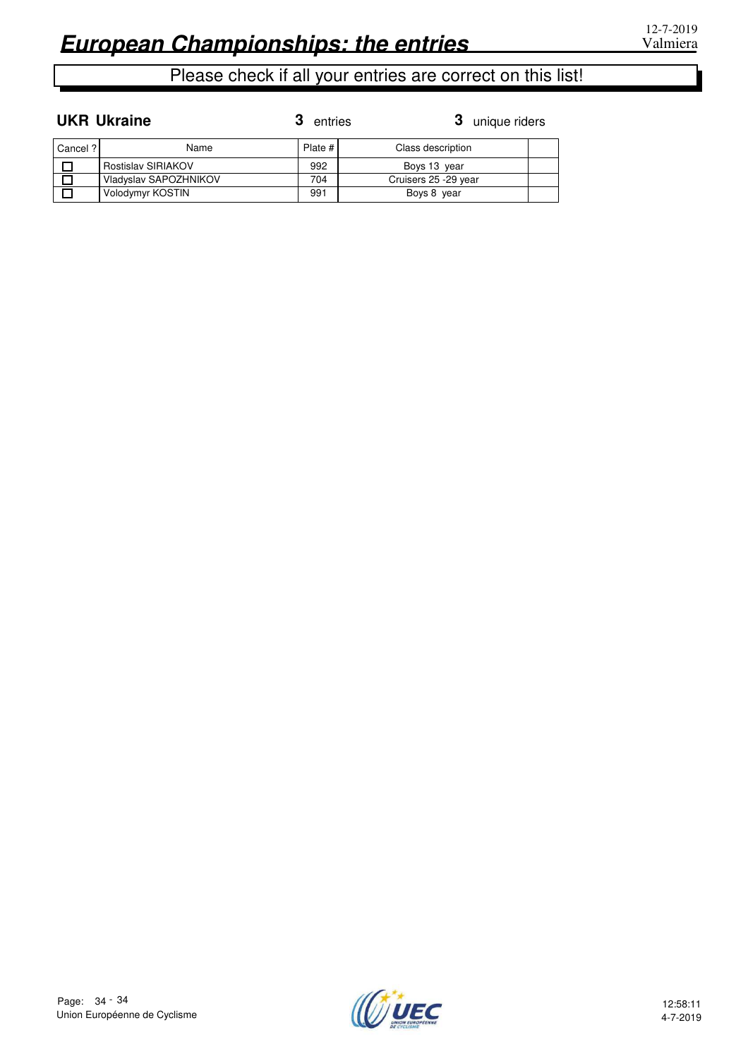# European Championships: the entries

12-7-2019
Valmiera

Please check if all your entries are correct on this list!

**UKR Ukraine** **3** entries **3** unique riders

| Cancel ? | Name | Plate # | Class description | |
|---|---|---|---|---|
| ☐ | Rostislav SIRIAKOV | 992 | Boys 13 year | |
| ☐ | Vladyslav SAPOZHNIKOV | 704 | Cruisers 25 -29 year | |
| ☐ | Volodymyr KOSTIN | 991 | Boys 8 year | |

Union Européenne de Cyclisme

12:58:11
4-7-2019